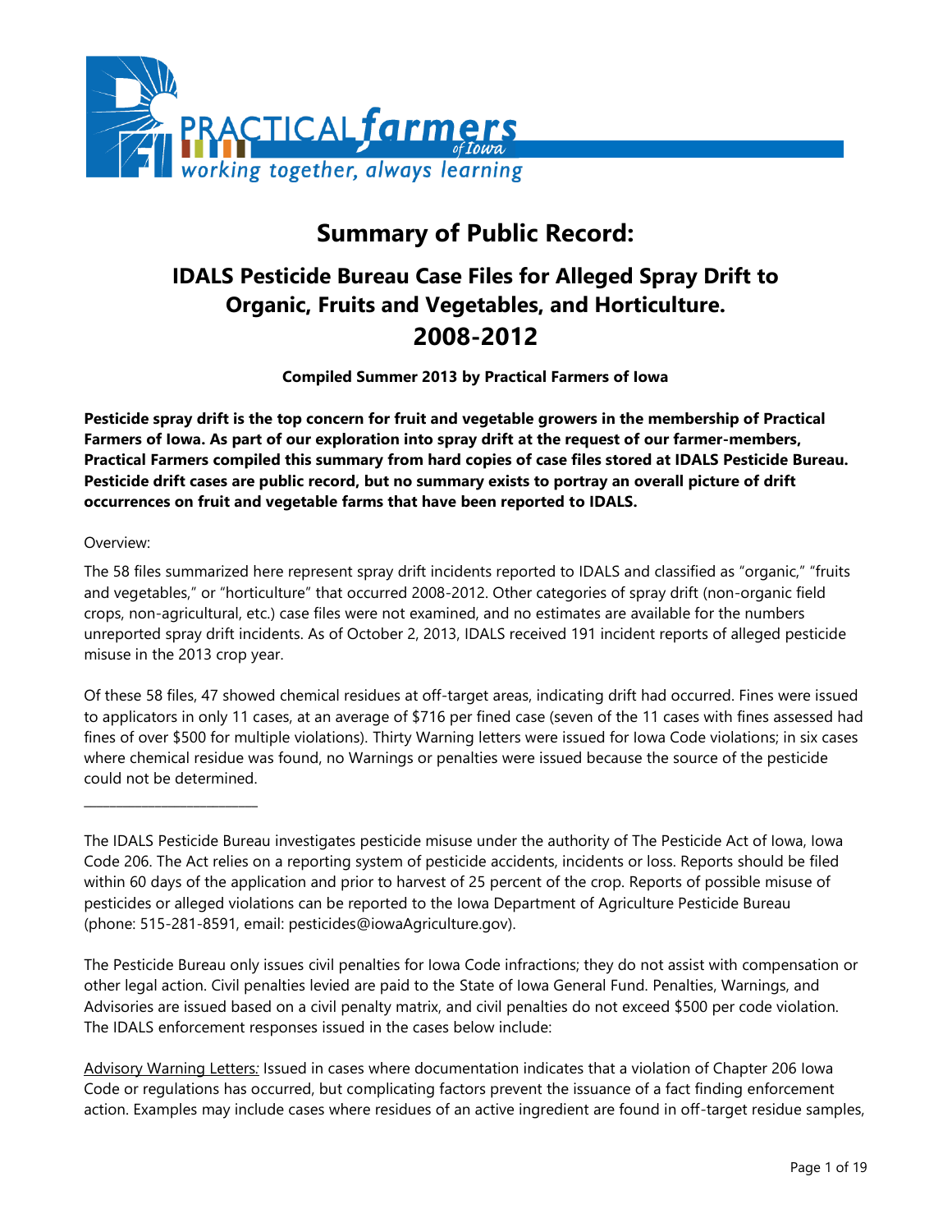# Summary of Public Record:

## IDALS Pesticide Bureau Case Files for Alleged Spray Drift to Organic, Fruits and Vegetables, and Horticulture. 2008-2012

**Compiled Summer 2013 by Practical Farmers of Iowa**

**Pesticide spray drift is the top concern for fruit and vegetable growers in the membership of Practical Farmers of Iowa. As part of our exploration into spray drift at the request of our farmer-members, Practical Farmers compiled this summary from hard copies of case files stored at IDALS Pesticide Bureau. Pesticide drift cases are public record, but no summary exists to portray an overall picture of drift occurrences on fruit and vegetable farms that have been reported to IDALS.**

Overview:

The 58 files summarized here represent spray drift incidents reported to IDALS and classified as "organic," "fruits and vegetables," or "horticulture" that occurred 2008-2012. Other categories of spray drift (non-organic field crops, non-agricultural, etc.) case files were not examined, and no estimates are available for the numbers unreported spray drift incidents. As of October 2, 2013, IDALS received 191 incident reports of alleged pesticide misuse in the 2013 crop year.

Of these 58 files, 47 showed chemical residues at off-target areas, indicating drift had occurred. Fines were issued to applicators in only 11 cases, at an average of $716 per fined case (seven of the 11 cases with fines assessed had fines of over $500 for multiple violations). Thirty Warning letters were issued for Iowa Code violations; in six cases where chemical residue was found, no Warnings or penalties were issued because the source of the pesticide could not be determined.

---

The IDALS Pesticide Bureau investigates pesticide misuse under the authority of The Pesticide Act of Iowa, Iowa Code 206. The Act relies on a reporting system of pesticide accidents, incidents or loss. Reports should be filed within 60 days of the application and prior to harvest of 25 percent of the crop. Reports of possible misuse of pesticides or alleged violations can be reported to the Iowa Department of Agriculture Pesticide Bureau (phone: 515-281-8591, email: pesticides@iowaAgriculture.gov).

The Pesticide Bureau only issues civil penalties for Iowa Code infractions; they do not assist with compensation or other legal action. Civil penalties levied are paid to the State of Iowa General Fund. Penalties, Warnings, and Advisories are issued based on a civil penalty matrix, and civil penalties do not exceed $500 per code violation. The IDALS enforcement responses issued in the cases below include:

Advisory Warning Letters: Issued in cases where documentation indicates that a violation of Chapter 206 Iowa Code or regulations has occurred, but complicating factors prevent the issuance of a fact finding enforcement action. Examples may include cases where residues of an active ingredient are found in off-target residue samples,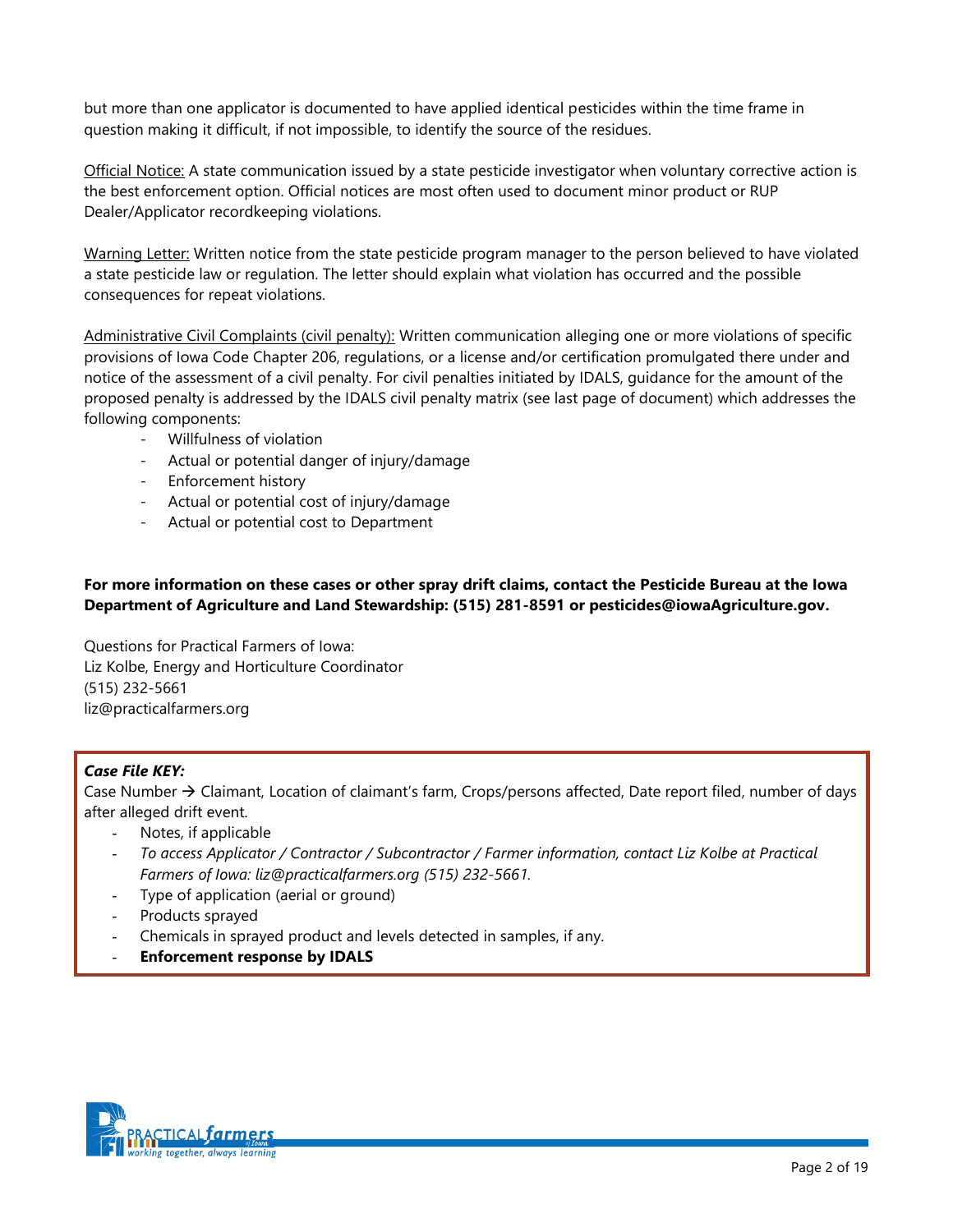but more than one applicator is documented to have applied identical pesticides within the time frame in question making it difficult, if not impossible, to identify the source of the residues.

Official Notice: A state communication issued by a state pesticide investigator when voluntary corrective action is the best enforcement option. Official notices are most often used to document minor product or RUP Dealer/Applicator recordkeeping violations.

Warning Letter: Written notice from the state pesticide program manager to the person believed to have violated a state pesticide law or regulation. The letter should explain what violation has occurred and the possible consequences for repeat violations.

Administrative Civil Complaints (civil penalty): Written communication alleging one or more violations of specific provisions of Iowa Code Chapter 206, regulations, or a license and/or certification promulgated there under and notice of the assessment of a civil penalty. For civil penalties initiated by IDALS, guidance for the amount of the proposed penalty is addressed by the IDALS civil penalty matrix (see last page of document) which addresses the following components:

- Willfulness of violation
- Actual or potential danger of injury/damage
- Enforcement history
- Actual or potential cost of injury/damage
- Actual or potential cost to Department

**For more information on these cases or other spray drift claims, contact the Pesticide Bureau at the Iowa Department of Agriculture and Land Stewardship: (515) 281-8591 or pesticides@iowaAgriculture.gov.**

Questions for Practical Farmers of Iowa:
Liz Kolbe, Energy and Horticulture Coordinator
(515) 232-5661
liz@practicalfarmers.org

***Case File KEY:***

Case Number → Claimant, Location of claimant's farm, Crops/persons affected, Date report filed, number of days after alleged drift event.

- Notes, if applicable
- *To access Applicator / Contractor / Subcontractor / Farmer information, contact Liz Kolbe at Practical Farmers of Iowa: liz@practicalfarmers.org (515) 232-5661.*
- Type of application (aerial or ground)
- Products sprayed
- Chemicals in sprayed product and levels detected in samples, if any.
- **Enforcement response by IDALS**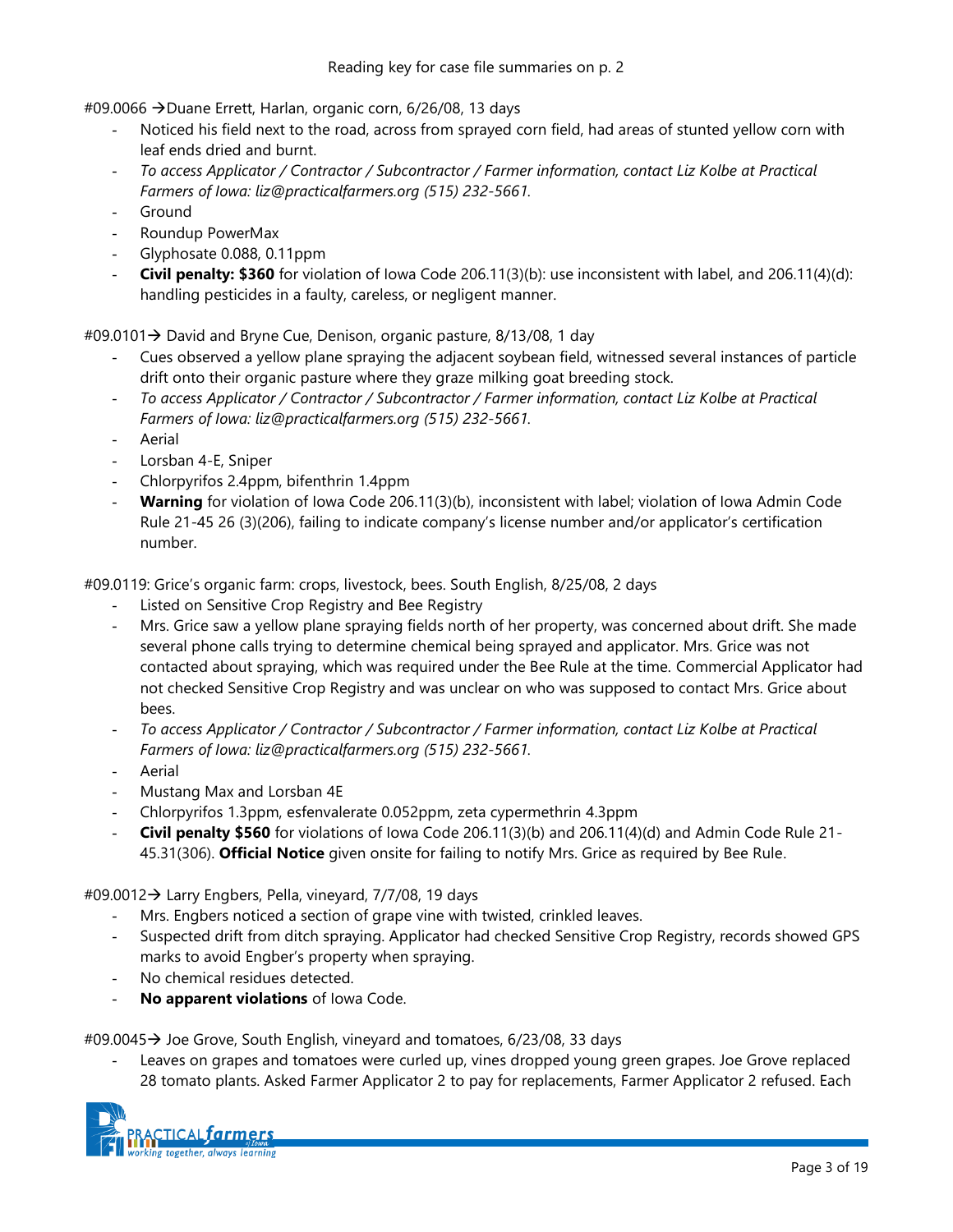Reading key for case file summaries on p. 2

#09.0066 →Duane Errett, Harlan, organic corn, 6/26/08, 13 days

- Noticed his field next to the road, across from sprayed corn field, had areas of stunted yellow corn with leaf ends dried and burnt.
- *To access Applicator / Contractor / Subcontractor / Farmer information, contact Liz Kolbe at Practical Farmers of Iowa: liz@practicalfarmers.org (515) 232-5661.*
- Ground
- Roundup PowerMax
- Glyphosate 0.088, 0.11ppm
- **Civil penalty: $360** for violation of Iowa Code 206.11(3)(b): use inconsistent with label, and 206.11(4)(d): handling pesticides in a faulty, careless, or negligent manner.

#09.0101→ David and Bryne Cue, Denison, organic pasture, 8/13/08, 1 day

- Cues observed a yellow plane spraying the adjacent soybean field, witnessed several instances of particle drift onto their organic pasture where they graze milking goat breeding stock.
- *To access Applicator / Contractor / Subcontractor / Farmer information, contact Liz Kolbe at Practical Farmers of Iowa: liz@practicalfarmers.org (515) 232-5661.*
- Aerial
- Lorsban 4-E, Sniper
- Chlorpyrifos 2.4ppm, bifenthrin 1.4ppm
- **Warning** for violation of Iowa Code 206.11(3)(b), inconsistent with label; violation of Iowa Admin Code Rule 21-45 26 (3)(206), failing to indicate company's license number and/or applicator's certification number.

#09.0119: Grice's organic farm: crops, livestock, bees. South English, 8/25/08, 2 days

- Listed on Sensitive Crop Registry and Bee Registry
- Mrs. Grice saw a yellow plane spraying fields north of her property, was concerned about drift. She made several phone calls trying to determine chemical being sprayed and applicator. Mrs. Grice was not contacted about spraying, which was required under the Bee Rule at the time. Commercial Applicator had not checked Sensitive Crop Registry and was unclear on who was supposed to contact Mrs. Grice about bees.
- *To access Applicator / Contractor / Subcontractor / Farmer information, contact Liz Kolbe at Practical Farmers of Iowa: liz@practicalfarmers.org (515) 232-5661.*
- Aerial
- Mustang Max and Lorsban 4E
- Chlorpyrifos 1.3ppm, esfenvalerate 0.052ppm, zeta cypermethrin 4.3ppm
- **Civil penalty $560** for violations of Iowa Code 206.11(3)(b) and 206.11(4)(d) and Admin Code Rule 21-45.31(306). **Official Notice** given onsite for failing to notify Mrs. Grice as required by Bee Rule.

#09.0012→ Larry Engbers, Pella, vineyard, 7/7/08, 19 days

- Mrs. Engbers noticed a section of grape vine with twisted, crinkled leaves.
- Suspected drift from ditch spraying. Applicator had checked Sensitive Crop Registry, records showed GPS marks to avoid Engber's property when spraying.
- No chemical residues detected.
- **No apparent violations** of Iowa Code.

#09.0045→ Joe Grove, South English, vineyard and tomatoes, 6/23/08, 33 days

- Leaves on grapes and tomatoes were curled up, vines dropped young green grapes. Joe Grove replaced 28 tomato plants. Asked Farmer Applicator 2 to pay for replacements, Farmer Applicator 2 refused. Each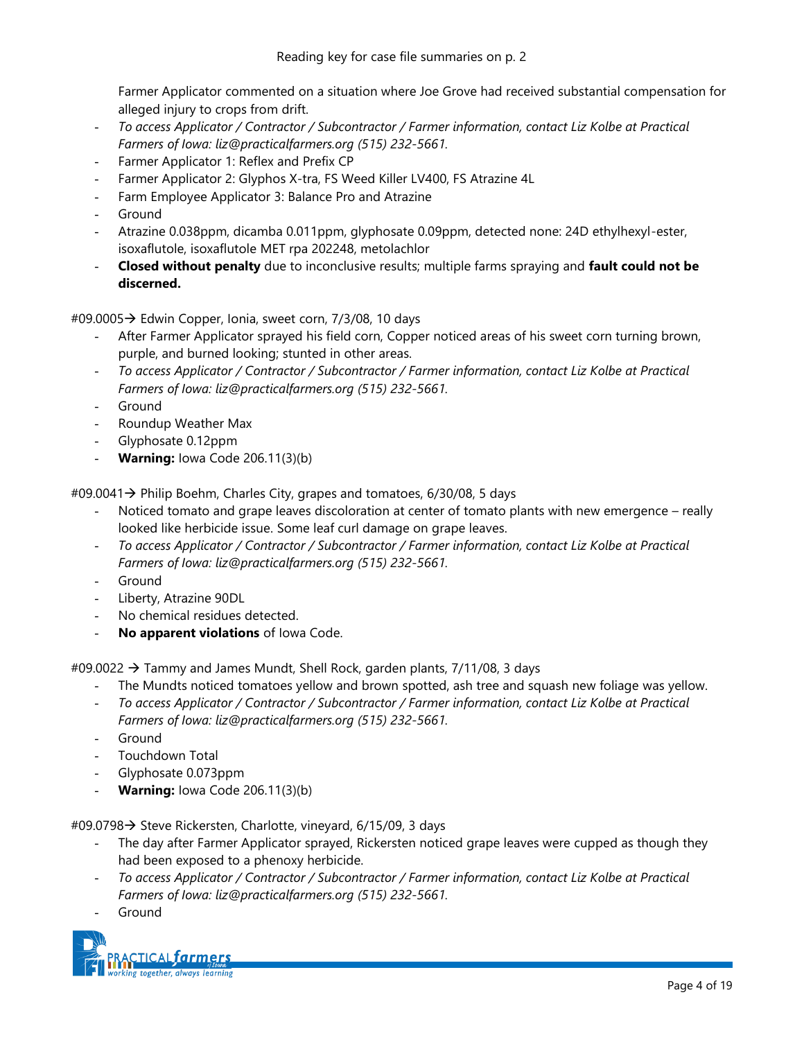Reading key for case file summaries on p. 2

Farmer Applicator commented on a situation where Joe Grove had received substantial compensation for alleged injury to crops from drift.

- *To access Applicator / Contractor / Subcontractor / Farmer information, contact Liz Kolbe at Practical Farmers of Iowa: liz@practicalfarmers.org (515) 232-5661.*
- Farmer Applicator 1: Reflex and Prefix CP
- Farmer Applicator 2: Glyphos X-tra, FS Weed Killer LV400, FS Atrazine 4L
- Farm Employee Applicator 3: Balance Pro and Atrazine
- Ground
- Atrazine 0.038ppm, dicamba 0.011ppm, glyphosate 0.09ppm, detected none: 24D ethylhexyl-ester, isoxaflutole, isoxaflutole MET rpa 202248, metolachlor
- **Closed without penalty** due to inconclusive results; multiple farms spraying and **fault could not be discerned.**

#09.0005→ Edwin Copper, Ionia, sweet corn, 7/3/08, 10 days

- After Farmer Applicator sprayed his field corn, Copper noticed areas of his sweet corn turning brown, purple, and burned looking; stunted in other areas.
- *To access Applicator / Contractor / Subcontractor / Farmer information, contact Liz Kolbe at Practical Farmers of Iowa: liz@practicalfarmers.org (515) 232-5661.*
- Ground
- Roundup Weather Max
- Glyphosate 0.12ppm
- **Warning:** Iowa Code 206.11(3)(b)

#09.0041→ Philip Boehm, Charles City, grapes and tomatoes, 6/30/08, 5 days

- Noticed tomato and grape leaves discoloration at center of tomato plants with new emergence – really looked like herbicide issue. Some leaf curl damage on grape leaves.
- *To access Applicator / Contractor / Subcontractor / Farmer information, contact Liz Kolbe at Practical Farmers of Iowa: liz@practicalfarmers.org (515) 232-5661.*
- Ground
- Liberty, Atrazine 90DL
- No chemical residues detected.
- **No apparent violations** of Iowa Code.

#09.0022 → Tammy and James Mundt, Shell Rock, garden plants, 7/11/08, 3 days

- The Mundts noticed tomatoes yellow and brown spotted, ash tree and squash new foliage was yellow.
- *To access Applicator / Contractor / Subcontractor / Farmer information, contact Liz Kolbe at Practical Farmers of Iowa: liz@practicalfarmers.org (515) 232-5661.*
- Ground
- Touchdown Total
- Glyphosate 0.073ppm
- **Warning:** Iowa Code 206.11(3)(b)

#09.0798→ Steve Rickersten, Charlotte, vineyard, 6/15/09, 3 days

- The day after Farmer Applicator sprayed, Rickersten noticed grape leaves were cupped as though they had been exposed to a phenoxy herbicide.
- *To access Applicator / Contractor / Subcontractor / Farmer information, contact Liz Kolbe at Practical Farmers of Iowa: liz@practicalfarmers.org (515) 232-5661.*
- Ground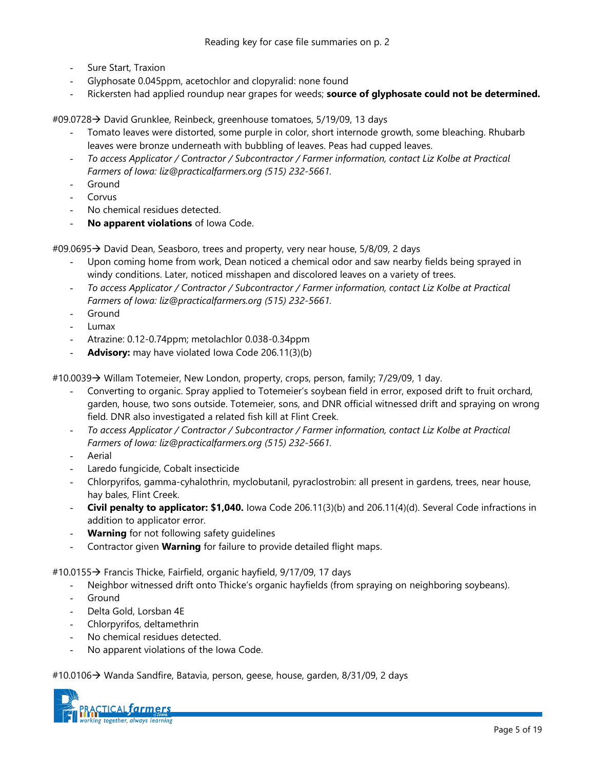Reading key for case file summaries on p. 2

- Sure Start, Traxion
- Glyphosate 0.045ppm, acetochlor and clopyralid: none found
- Rickersten had applied roundup near grapes for weeds; **source of glyphosate could not be determined.**

#09.0728→ David Grunklee, Reinbeck, greenhouse tomatoes, 5/19/09, 13 days

- Tomato leaves were distorted, some purple in color, short internode growth, some bleaching. Rhubarb leaves were bronze underneath with bubbling of leaves. Peas had cupped leaves.
- *To access Applicator / Contractor / Subcontractor / Farmer information, contact Liz Kolbe at Practical Farmers of Iowa: liz@practicalfarmers.org (515) 232-5661.*
- Ground
- Corvus
- No chemical residues detected.
- **No apparent violations** of Iowa Code.

#09.0695→ David Dean, Seasboro, trees and property, very near house, 5/8/09, 2 days

- Upon coming home from work, Dean noticed a chemical odor and saw nearby fields being sprayed in windy conditions. Later, noticed misshapen and discolored leaves on a variety of trees.
- *To access Applicator / Contractor / Subcontractor / Farmer information, contact Liz Kolbe at Practical Farmers of Iowa: liz@practicalfarmers.org (515) 232-5661.*
- Ground
- Lumax
- Atrazine: 0.12-0.74ppm; metolachlor 0.038-0.34ppm
- **Advisory:** may have violated Iowa Code 206.11(3)(b)

#10.0039→ Willam Totemeier, New London, property, crops, person, family; 7/29/09, 1 day.

- Converting to organic. Spray applied to Totemeier's soybean field in error, exposed drift to fruit orchard, garden, house, two sons outside. Totemeier, sons, and DNR official witnessed drift and spraying on wrong field. DNR also investigated a related fish kill at Flint Creek.
- *To access Applicator / Contractor / Subcontractor / Farmer information, contact Liz Kolbe at Practical Farmers of Iowa: liz@practicalfarmers.org (515) 232-5661.*
- Aerial
- Laredo fungicide, Cobalt insecticide
- Chlorpyrifos, gamma-cyhalothrin, myclobutanil, pyraclostrobin: all present in gardens, trees, near house, hay bales, Flint Creek.
- **Civil penalty to applicator: $1,040.** Iowa Code 206.11(3)(b) and 206.11(4)(d). Several Code infractions in addition to applicator error.
- **Warning** for not following safety guidelines
- Contractor given **Warning** for failure to provide detailed flight maps.

#10.0155→ Francis Thicke, Fairfield, organic hayfield, 9/17/09, 17 days

- Neighbor witnessed drift onto Thicke's organic hayfields (from spraying on neighboring soybeans).
- Ground
- Delta Gold, Lorsban 4E
- Chlorpyrifos, deltamethrin
- No chemical residues detected.
- No apparent violations of the Iowa Code.

#10.0106→ Wanda Sandfire, Batavia, person, geese, house, garden, 8/31/09, 2 days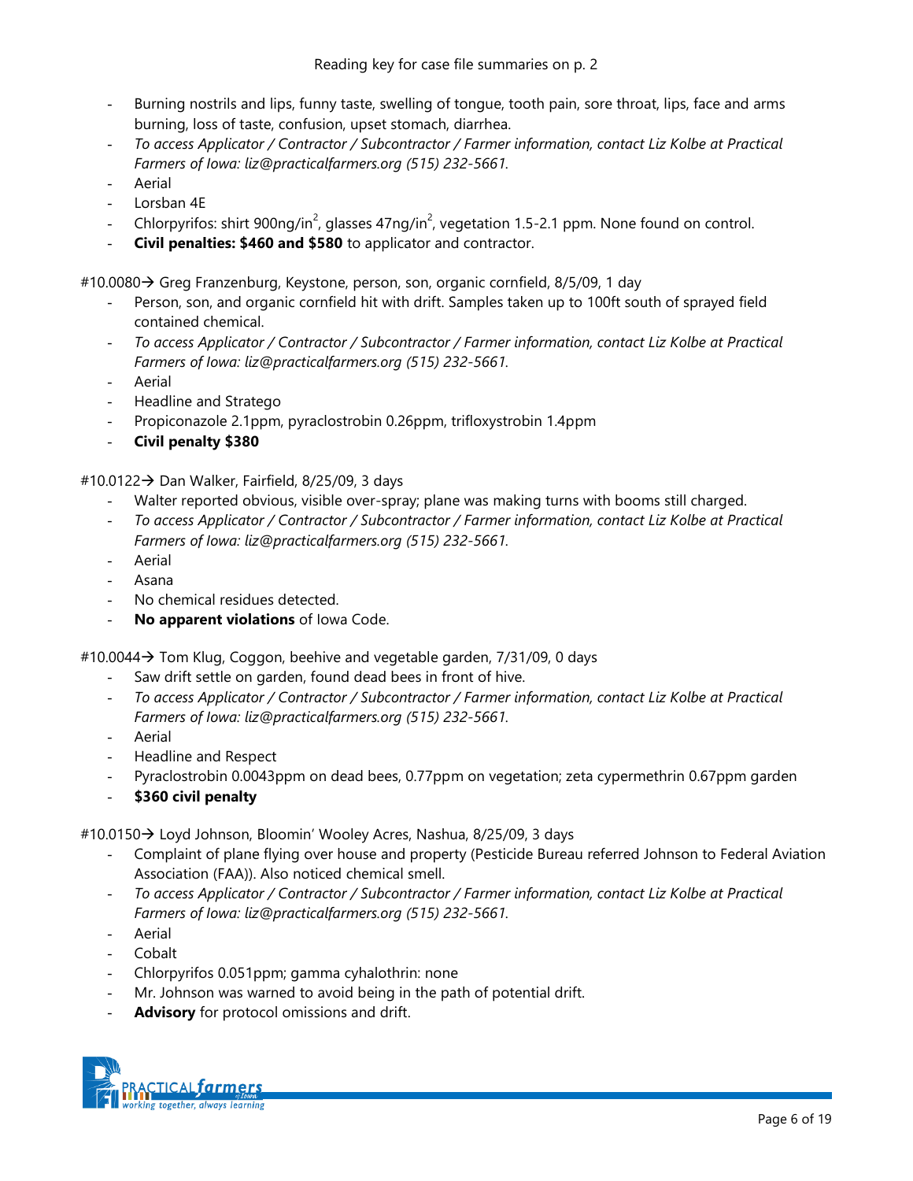Reading key for case file summaries on p. 2

- Burning nostrils and lips, funny taste, swelling of tongue, tooth pain, sore throat, lips, face and arms burning, loss of taste, confusion, upset stomach, diarrhea.
- *To access Applicator / Contractor / Subcontractor / Farmer information, contact Liz Kolbe at Practical Farmers of Iowa: liz@practicalfarmers.org (515) 232-5661.*
- Aerial
- Lorsban 4E
- Chlorpyrifos: shirt 900ng/in$^2$, glasses 47ng/in$^2$, vegetation 1.5-2.1 ppm. None found on control.
- **Civil penalties: $460 and $580** to applicator and contractor.

#10.0080→ Greg Franzenburg, Keystone, person, son, organic cornfield, 8/5/09, 1 day

- Person, son, and organic cornfield hit with drift. Samples taken up to 100ft south of sprayed field contained chemical.
- *To access Applicator / Contractor / Subcontractor / Farmer information, contact Liz Kolbe at Practical Farmers of Iowa: liz@practicalfarmers.org (515) 232-5661.*
- Aerial
- Headline and Stratego
- Propiconazole 2.1ppm, pyraclostrobin 0.26ppm, trifloxystrobin 1.4ppm
- **Civil penalty $380**

#10.0122→ Dan Walker, Fairfield, 8/25/09, 3 days

- Walter reported obvious, visible over-spray; plane was making turns with booms still charged.
- *To access Applicator / Contractor / Subcontractor / Farmer information, contact Liz Kolbe at Practical Farmers of Iowa: liz@practicalfarmers.org (515) 232-5661.*
- Aerial
- Asana
- No chemical residues detected.
- **No apparent violations** of Iowa Code.

#10.0044→ Tom Klug, Coggon, beehive and vegetable garden, 7/31/09, 0 days

- Saw drift settle on garden, found dead bees in front of hive.
- *To access Applicator / Contractor / Subcontractor / Farmer information, contact Liz Kolbe at Practical Farmers of Iowa: liz@practicalfarmers.org (515) 232-5661.*
- Aerial
- Headline and Respect
- Pyraclostrobin 0.0043ppm on dead bees, 0.77ppm on vegetation; zeta cypermethrin 0.67ppm garden
- **$360 civil penalty**

#10.0150→ Loyd Johnson, Bloomin' Wooley Acres, Nashua, 8/25/09, 3 days

- Complaint of plane flying over house and property (Pesticide Bureau referred Johnson to Federal Aviation Association (FAA)). Also noticed chemical smell.
- *To access Applicator / Contractor / Subcontractor / Farmer information, contact Liz Kolbe at Practical Farmers of Iowa: liz@practicalfarmers.org (515) 232-5661.*
- Aerial
- Cobalt
- Chlorpyrifos 0.051ppm; gamma cyhalothrin: none
- Mr. Johnson was warned to avoid being in the path of potential drift.
- **Advisory** for protocol omissions and drift.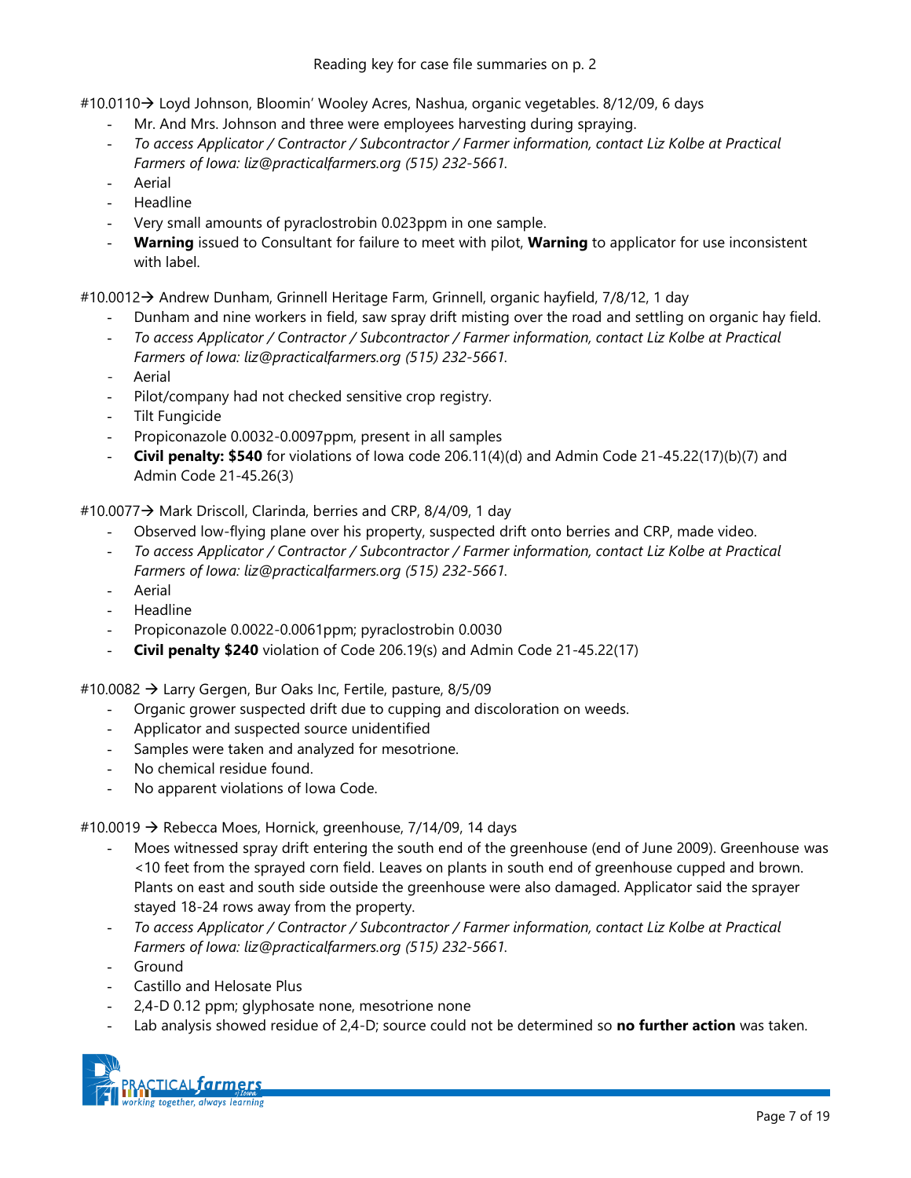Reading key for case file summaries on p. 2

#10.0110→ Loyd Johnson, Bloomin' Wooley Acres, Nashua, organic vegetables. 8/12/09, 6 days

- Mr. And Mrs. Johnson and three were employees harvesting during spraying.
- *To access Applicator / Contractor / Subcontractor / Farmer information, contact Liz Kolbe at Practical Farmers of Iowa: liz@practicalfarmers.org (515) 232-5661.*
- Aerial
- Headline
- Very small amounts of pyraclostrobin 0.023ppm in one sample.
- **Warning** issued to Consultant for failure to meet with pilot, **Warning** to applicator for use inconsistent with label.

#10.0012→ Andrew Dunham, Grinnell Heritage Farm, Grinnell, organic hayfield, 7/8/12, 1 day

- Dunham and nine workers in field, saw spray drift misting over the road and settling on organic hay field.
- *To access Applicator / Contractor / Subcontractor / Farmer information, contact Liz Kolbe at Practical Farmers of Iowa: liz@practicalfarmers.org (515) 232-5661.*
- Aerial
- Pilot/company had not checked sensitive crop registry.
- Tilt Fungicide
- Propiconazole 0.0032-0.0097ppm, present in all samples
- **Civil penalty: $540** for violations of Iowa code 206.11(4)(d) and Admin Code 21-45.22(17)(b)(7) and Admin Code 21-45.26(3)

#10.0077→ Mark Driscoll, Clarinda, berries and CRP, 8/4/09, 1 day

- Observed low-flying plane over his property, suspected drift onto berries and CRP, made video.
- *To access Applicator / Contractor / Subcontractor / Farmer information, contact Liz Kolbe at Practical Farmers of Iowa: liz@practicalfarmers.org (515) 232-5661.*
- Aerial
- Headline
- Propiconazole 0.0022-0.0061ppm; pyraclostrobin 0.0030
- **Civil penalty $240** violation of Code 206.19(s) and Admin Code 21-45.22(17)

#10.0082 → Larry Gergen, Bur Oaks Inc, Fertile, pasture, 8/5/09

- Organic grower suspected drift due to cupping and discoloration on weeds.
- Applicator and suspected source unidentified
- Samples were taken and analyzed for mesotrione.
- No chemical residue found.
- No apparent violations of Iowa Code.

#10.0019 → Rebecca Moes, Hornick, greenhouse, 7/14/09, 14 days

- Moes witnessed spray drift entering the south end of the greenhouse (end of June 2009). Greenhouse was <10 feet from the sprayed corn field. Leaves on plants in south end of greenhouse cupped and brown. Plants on east and south side outside the greenhouse were also damaged. Applicator said the sprayer stayed 18-24 rows away from the property.
- *To access Applicator / Contractor / Subcontractor / Farmer information, contact Liz Kolbe at Practical Farmers of Iowa: liz@practicalfarmers.org (515) 232-5661.*
- Ground
- Castillo and Helosate Plus
- 2,4-D 0.12 ppm; glyphosate none, mesotrione none
- Lab analysis showed residue of 2,4-D; source could not be determined so **no further action** was taken.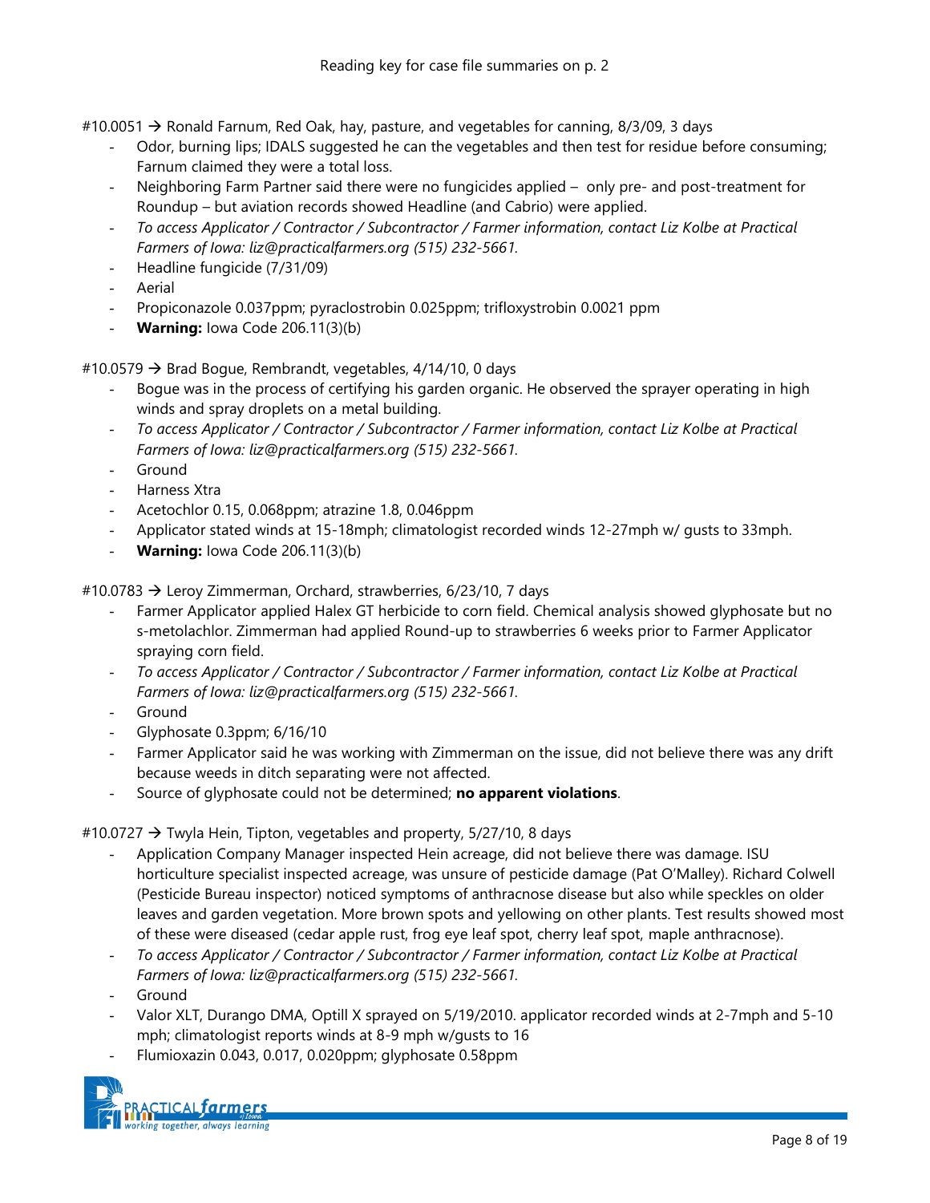Reading key for case file summaries on p. 2

#10.0051 → Ronald Farnum, Red Oak, hay, pasture, and vegetables for canning, 8/3/09, 3 days

- Odor, burning lips; IDALS suggested he can the vegetables and then test for residue before consuming; Farnum claimed they were a total loss.
- Neighboring Farm Partner said there were no fungicides applied – only pre- and post-treatment for Roundup – but aviation records showed Headline (and Cabrio) were applied.
- *To access Applicator / Contractor / Subcontractor / Farmer information, contact Liz Kolbe at Practical Farmers of Iowa: liz@practicalfarmers.org (515) 232-5661.*
- Headline fungicide (7/31/09)
- Aerial
- Propiconazole 0.037ppm; pyraclostrobin 0.025ppm; trifloxystrobin 0.0021 ppm
- **Warning:** Iowa Code 206.11(3)(b)

#10.0579 → Brad Bogue, Rembrandt, vegetables, 4/14/10, 0 days

- Bogue was in the process of certifying his garden organic. He observed the sprayer operating in high winds and spray droplets on a metal building.
- *To access Applicator / Contractor / Subcontractor / Farmer information, contact Liz Kolbe at Practical Farmers of Iowa: liz@practicalfarmers.org (515) 232-5661.*
- Ground
- Harness Xtra
- Acetochlor 0.15, 0.068ppm; atrazine 1.8, 0.046ppm
- Applicator stated winds at 15-18mph; climatologist recorded winds 12-27mph w/ gusts to 33mph.
- **Warning:** Iowa Code 206.11(3)(b)

#10.0783 → Leroy Zimmerman, Orchard, strawberries, 6/23/10, 7 days

- Farmer Applicator applied Halex GT herbicide to corn field. Chemical analysis showed glyphosate but no s-metolachlor. Zimmerman had applied Round-up to strawberries 6 weeks prior to Farmer Applicator spraying corn field.
- *To access Applicator / Contractor / Subcontractor / Farmer information, contact Liz Kolbe at Practical Farmers of Iowa: liz@practicalfarmers.org (515) 232-5661.*
- Ground
- Glyphosate 0.3ppm; 6/16/10
- Farmer Applicator said he was working with Zimmerman on the issue, did not believe there was any drift because weeds in ditch separating were not affected.
- Source of glyphosate could not be determined; **no apparent violations**.

#10.0727 → Twyla Hein, Tipton, vegetables and property, 5/27/10, 8 days

- Application Company Manager inspected Hein acreage, did not believe there was damage. ISU horticulture specialist inspected acreage, was unsure of pesticide damage (Pat O'Malley). Richard Colwell (Pesticide Bureau inspector) noticed symptoms of anthracnose disease but also while speckles on older leaves and garden vegetation. More brown spots and yellowing on other plants. Test results showed most of these were diseased (cedar apple rust, frog eye leaf spot, cherry leaf spot, maple anthracnose).
- *To access Applicator / Contractor / Subcontractor / Farmer information, contact Liz Kolbe at Practical Farmers of Iowa: liz@practicalfarmers.org (515) 232-5661.*
- Ground
- Valor XLT, Durango DMA, Optill X sprayed on 5/19/2010. applicator recorded winds at 2-7mph and 5-10 mph; climatologist reports winds at 8-9 mph w/gusts to 16
- Flumioxazin 0.043, 0.017, 0.020ppm; glyphosate 0.58ppm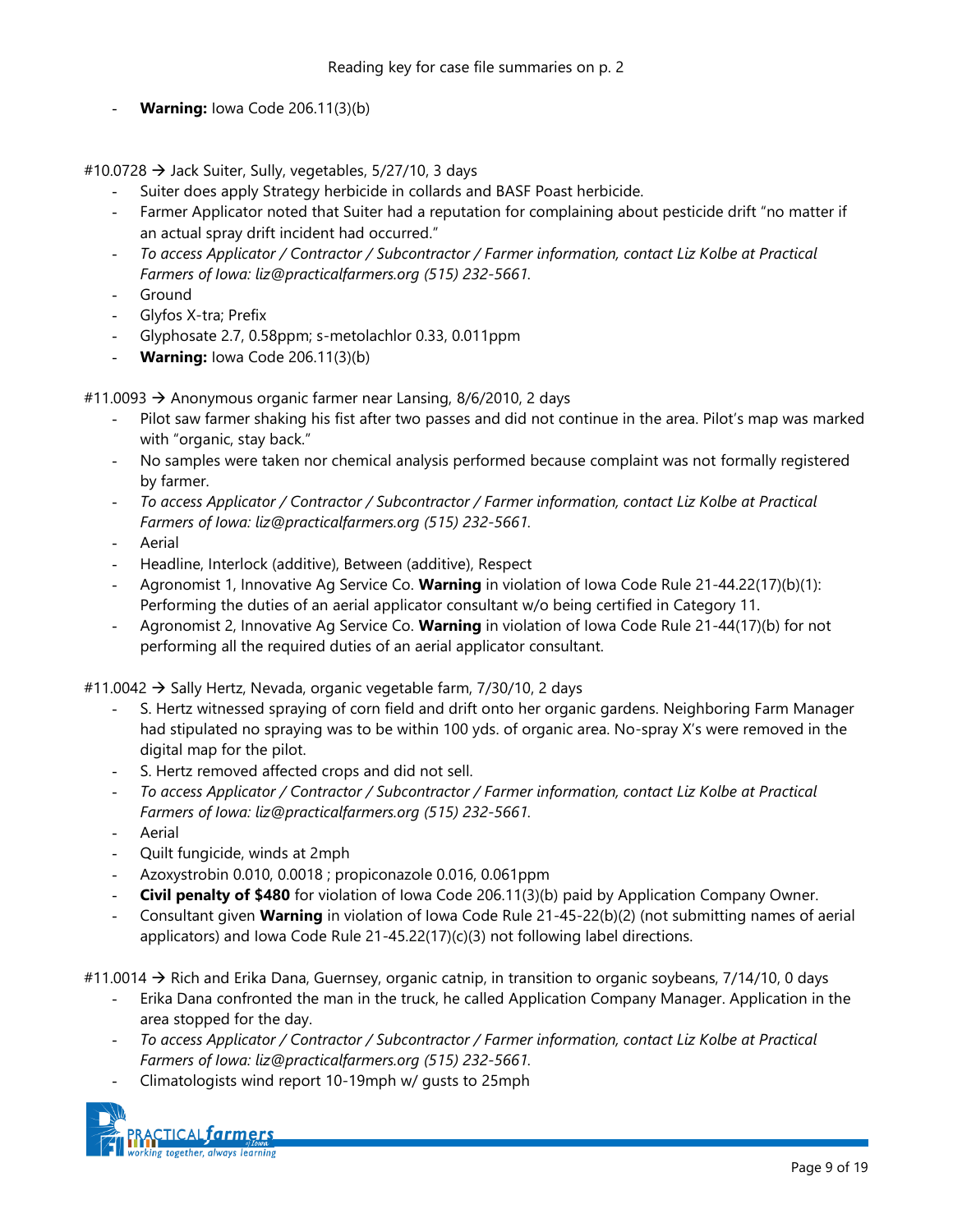- **Warning:** Iowa Code 206.11(3)(b)

#10.0728 → Jack Suiter, Sully, vegetables, 5/27/10, 3 days

- Suiter does apply Strategy herbicide in collards and BASF Poast herbicide.
- Farmer Applicator noted that Suiter had a reputation for complaining about pesticide drift "no matter if an actual spray drift incident had occurred."
- *To access Applicator / Contractor / Subcontractor / Farmer information, contact Liz Kolbe at Practical Farmers of Iowa: liz@practicalfarmers.org (515) 232-5661.*
- Ground
- Glyfos X-tra; Prefix
- Glyphosate 2.7, 0.58ppm; s-metolachlor 0.33, 0.011ppm
- **Warning:** Iowa Code 206.11(3)(b)

#11.0093 → Anonymous organic farmer near Lansing, 8/6/2010, 2 days

- Pilot saw farmer shaking his fist after two passes and did not continue in the area. Pilot's map was marked with "organic, stay back."
- No samples were taken nor chemical analysis performed because complaint was not formally registered by farmer.
- *To access Applicator / Contractor / Subcontractor / Farmer information, contact Liz Kolbe at Practical Farmers of Iowa: liz@practicalfarmers.org (515) 232-5661.*
- Aerial
- Headline, Interlock (additive), Between (additive), Respect
- Agronomist 1, Innovative Ag Service Co. **Warning** in violation of Iowa Code Rule 21-44.22(17)(b)(1): Performing the duties of an aerial applicator consultant w/o being certified in Category 11.
- Agronomist 2, Innovative Ag Service Co. **Warning** in violation of Iowa Code Rule 21-44(17)(b) for not performing all the required duties of an aerial applicator consultant.

#11.0042 → Sally Hertz, Nevada, organic vegetable farm, 7/30/10, 2 days

- S. Hertz witnessed spraying of corn field and drift onto her organic gardens. Neighboring Farm Manager had stipulated no spraying was to be within 100 yds. of organic area. No-spray X's were removed in the digital map for the pilot.
- S. Hertz removed affected crops and did not sell.
- *To access Applicator / Contractor / Subcontractor / Farmer information, contact Liz Kolbe at Practical Farmers of Iowa: liz@practicalfarmers.org (515) 232-5661.*
- Aerial
- Quilt fungicide, winds at 2mph
- Azoxystrobin 0.010, 0.0018 ; propiconazole 0.016, 0.061ppm
- **Civil penalty of $480** for violation of Iowa Code 206.11(3)(b) paid by Application Company Owner.
- Consultant given **Warning** in violation of Iowa Code Rule 21-45-22(b)(2) (not submitting names of aerial applicators) and Iowa Code Rule 21-45.22(17)(c)(3) not following label directions.

#11.0014 → Rich and Erika Dana, Guernsey, organic catnip, in transition to organic soybeans, 7/14/10, 0 days

- Erika Dana confronted the man in the truck, he called Application Company Manager. Application in the area stopped for the day.
- *To access Applicator / Contractor / Subcontractor / Farmer information, contact Liz Kolbe at Practical Farmers of Iowa: liz@practicalfarmers.org (515) 232-5661.*
- Climatologists wind report 10-19mph w/ gusts to 25mph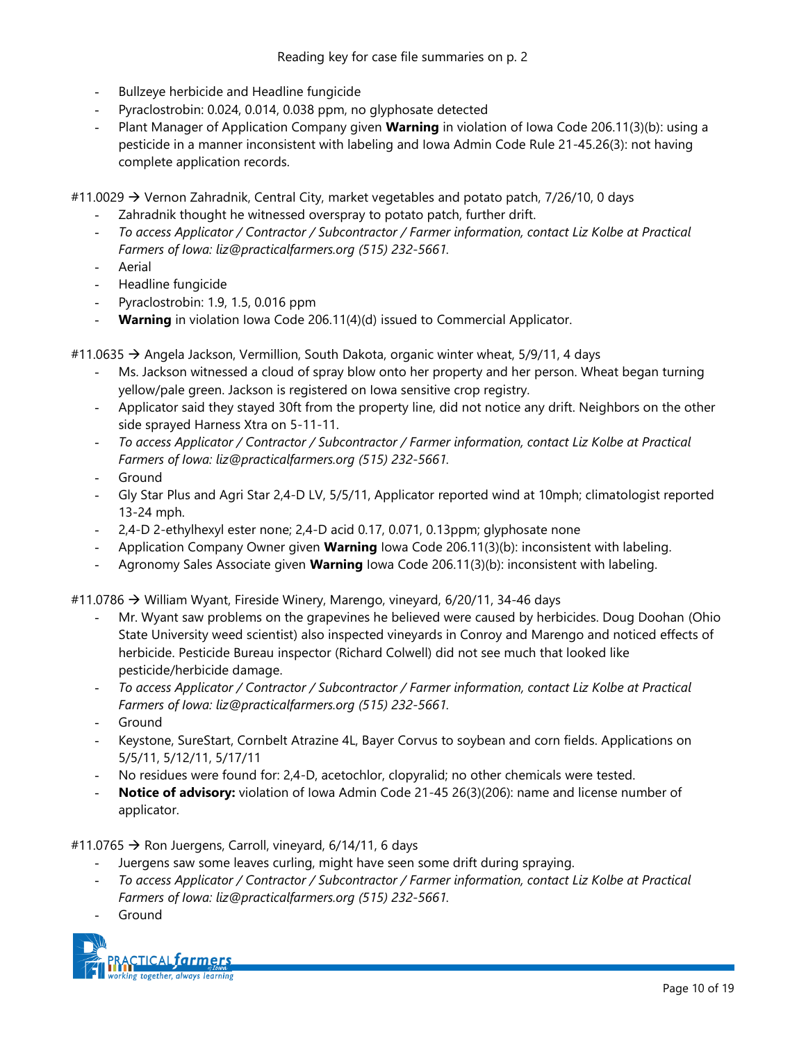Reading key for case file summaries on p. 2

- Bullzeye herbicide and Headline fungicide
- Pyraclostrobin: 0.024, 0.014, 0.038 ppm, no glyphosate detected
- Plant Manager of Application Company given **Warning** in violation of Iowa Code 206.11(3)(b): using a pesticide in a manner inconsistent with labeling and Iowa Admin Code Rule 21-45.26(3): not having complete application records.

#11.0029 → Vernon Zahradnik, Central City, market vegetables and potato patch, 7/26/10, 0 days

- Zahradnik thought he witnessed overspray to potato patch, further drift.
- *To access Applicator / Contractor / Subcontractor / Farmer information, contact Liz Kolbe at Practical Farmers of Iowa: liz@practicalfarmers.org (515) 232-5661.*
- Aerial
- Headline fungicide
- Pyraclostrobin: 1.9, 1.5, 0.016 ppm
- **Warning** in violation Iowa Code 206.11(4)(d) issued to Commercial Applicator.

#11.0635 → Angela Jackson, Vermillion, South Dakota, organic winter wheat, 5/9/11, 4 days

- Ms. Jackson witnessed a cloud of spray blow onto her property and her person. Wheat began turning yellow/pale green. Jackson is registered on Iowa sensitive crop registry.
- Applicator said they stayed 30ft from the property line, did not notice any drift. Neighbors on the other side sprayed Harness Xtra on 5-11-11.
- *To access Applicator / Contractor / Subcontractor / Farmer information, contact Liz Kolbe at Practical Farmers of Iowa: liz@practicalfarmers.org (515) 232-5661.*
- Ground
- Gly Star Plus and Agri Star 2,4-D LV, 5/5/11, Applicator reported wind at 10mph; climatologist reported 13-24 mph.
- 2,4-D 2-ethylhexyl ester none; 2,4-D acid 0.17, 0.071, 0.13ppm; glyphosate none
- Application Company Owner given **Warning** Iowa Code 206.11(3)(b): inconsistent with labeling.
- Agronomy Sales Associate given **Warning** Iowa Code 206.11(3)(b): inconsistent with labeling.

#11.0786 → William Wyant, Fireside Winery, Marengo, vineyard, 6/20/11, 34-46 days

- Mr. Wyant saw problems on the grapevines he believed were caused by herbicides. Doug Doohan (Ohio State University weed scientist) also inspected vineyards in Conroy and Marengo and noticed effects of herbicide. Pesticide Bureau inspector (Richard Colwell) did not see much that looked like pesticide/herbicide damage.
- *To access Applicator / Contractor / Subcontractor / Farmer information, contact Liz Kolbe at Practical Farmers of Iowa: liz@practicalfarmers.org (515) 232-5661.*
- Ground
- Keystone, SureStart, Cornbelt Atrazine 4L, Bayer Corvus to soybean and corn fields. Applications on 5/5/11, 5/12/11, 5/17/11
- No residues were found for: 2,4-D, acetochlor, clopyralid; no other chemicals were tested.
- **Notice of advisory:** violation of Iowa Admin Code 21-45 26(3)(206): name and license number of applicator.

#11.0765 → Ron Juergens, Carroll, vineyard, 6/14/11, 6 days

- Juergens saw some leaves curling, might have seen some drift during spraying.
- *To access Applicator / Contractor / Subcontractor / Farmer information, contact Liz Kolbe at Practical Farmers of Iowa: liz@practicalfarmers.org (515) 232-5661.*
- Ground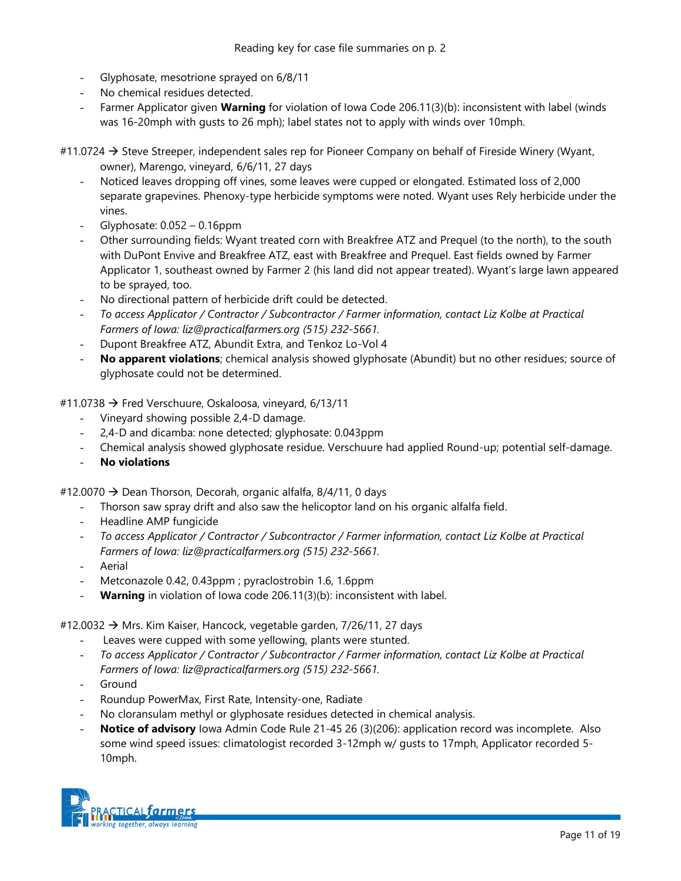Reading key for case file summaries on p. 2

- Glyphosate, mesotrione sprayed on 6/8/11
- No chemical residues detected.
- Farmer Applicator given **Warning** for violation of Iowa Code 206.11(3)(b): inconsistent with label (winds was 16-20mph with gusts to 26 mph); label states not to apply with winds over 10mph.

#11.0724 → Steve Streeper, independent sales rep for Pioneer Company on behalf of Fireside Winery (Wyant, owner), Marengo, vineyard, 6/6/11, 27 days

- Noticed leaves dropping off vines, some leaves were cupped or elongated. Estimated loss of 2,000 separate grapevines. Phenoxy-type herbicide symptoms were noted. Wyant uses Rely herbicide under the vines.
- Glyphosate: 0.052 – 0.16ppm
- Other surrounding fields: Wyant treated corn with Breakfree ATZ and Prequel (to the north), to the south with DuPont Envive and Breakfree ATZ, east with Breakfree and Prequel. East fields owned by Farmer Applicator 1, southeast owned by Farmer 2 (his land did not appear treated). Wyant's large lawn appeared to be sprayed, too.
- No directional pattern of herbicide drift could be detected.
- *To access Applicator / Contractor / Subcontractor / Farmer information, contact Liz Kolbe at Practical Farmers of Iowa: liz@practicalfarmers.org (515) 232-5661.*
- Dupont Breakfree ATZ, Abundit Extra, and Tenkoz Lo-Vol 4
- **No apparent violations**; chemical analysis showed glyphosate (Abundit) but no other residues; source of glyphosate could not be determined.

#11.0738 → Fred Verschuure, Oskaloosa, vineyard, 6/13/11

- Vineyard showing possible 2,4-D damage.
- 2,4-D and dicamba: none detected; glyphosate: 0.043ppm
- Chemical analysis showed glyphosate residue. Verschuure had applied Round-up; potential self-damage.
- **No violations**

#12.0070 → Dean Thorson, Decorah, organic alfalfa, 8/4/11, 0 days

- Thorson saw spray drift and also saw the helicoptor land on his organic alfalfa field.
- Headline AMP fungicide
- *To access Applicator / Contractor / Subcontractor / Farmer information, contact Liz Kolbe at Practical Farmers of Iowa: liz@practicalfarmers.org (515) 232-5661.*
- Aerial
- Metconazole 0.42, 0.43ppm ; pyraclostrobin 1.6, 1.6ppm
- **Warning** in violation of Iowa code 206.11(3)(b): inconsistent with label.

#12.0032 → Mrs. Kim Kaiser, Hancock, vegetable garden, 7/26/11, 27 days

- Leaves were cupped with some yellowing, plants were stunted.
- *To access Applicator / Contractor / Subcontractor / Farmer information, contact Liz Kolbe at Practical Farmers of Iowa: liz@practicalfarmers.org (515) 232-5661.*
- Ground
- Roundup PowerMax, First Rate, Intensity-one, Radiate
- No cloransulam methyl or glyphosate residues detected in chemical analysis.
- **Notice of advisory** Iowa Admin Code Rule 21-45 26 (3)(206): application record was incomplete. Also some wind speed issues: climatologist recorded 3-12mph w/ gusts to 17mph, Applicator recorded 5-10mph.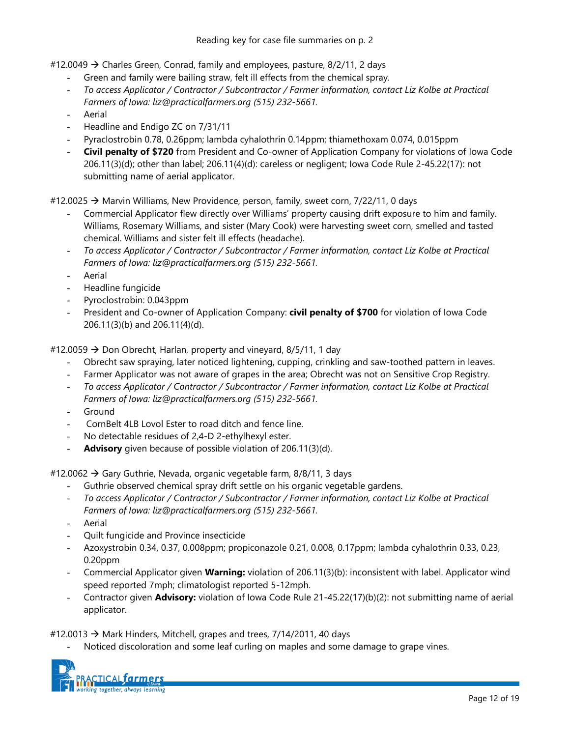Reading key for case file summaries on p. 2

#12.0049 → Charles Green, Conrad, family and employees, pasture, 8/2/11, 2 days

- Green and family were bailing straw, felt ill effects from the chemical spray.
- *To access Applicator / Contractor / Subcontractor / Farmer information, contact Liz Kolbe at Practical Farmers of Iowa: liz@practicalfarmers.org (515) 232-5661.*
- Aerial
- Headline and Endigo ZC on 7/31/11
- Pyraclostrobin 0.78, 0.26ppm; lambda cyhalothrin 0.14ppm; thiamethoxam 0.074, 0.015ppm
- **Civil penalty of $720** from President and Co-owner of Application Company for violations of Iowa Code 206.11(3)(d); other than label; 206.11(4)(d): careless or negligent; Iowa Code Rule 2-45.22(17): not submitting name of aerial applicator.

#12.0025 → Marvin Williams, New Providence, person, family, sweet corn, 7/22/11, 0 days

- Commercial Applicator flew directly over Williams' property causing drift exposure to him and family. Williams, Rosemary Williams, and sister (Mary Cook) were harvesting sweet corn, smelled and tasted chemical. Williams and sister felt ill effects (headache).
- *To access Applicator / Contractor / Subcontractor / Farmer information, contact Liz Kolbe at Practical Farmers of Iowa: liz@practicalfarmers.org (515) 232-5661.*
- Aerial
- Headline fungicide
- Pyroclostrobin: 0.043ppm
- President and Co-owner of Application Company: **civil penalty of $700** for violation of Iowa Code 206.11(3)(b) and 206.11(4)(d).

#12.0059 → Don Obrecht, Harlan, property and vineyard, 8/5/11, 1 day

- Obrecht saw spraying, later noticed lightening, cupping, crinkling and saw-toothed pattern in leaves.
- Farmer Applicator was not aware of grapes in the area; Obrecht was not on Sensitive Crop Registry.
- *To access Applicator / Contractor / Subcontractor / Farmer information, contact Liz Kolbe at Practical Farmers of Iowa: liz@practicalfarmers.org (515) 232-5661.*
- Ground
- CornBelt 4LB Lovol Ester to road ditch and fence line.
- No detectable residues of 2,4-D 2-ethylhexyl ester.
- **Advisory** given because of possible violation of 206.11(3)(d).

#12.0062 → Gary Guthrie, Nevada, organic vegetable farm, 8/8/11, 3 days

- Guthrie observed chemical spray drift settle on his organic vegetable gardens.
- *To access Applicator / Contractor / Subcontractor / Farmer information, contact Liz Kolbe at Practical Farmers of Iowa: liz@practicalfarmers.org (515) 232-5661.*
- Aerial
- Quilt fungicide and Province insecticide
- Azoxystrobin 0.34, 0.37, 0.008ppm; propiconazole 0.21, 0.008, 0.17ppm; lambda cyhalothrin 0.33, 0.23, 0.20ppm
- Commercial Applicator given **Warning:** violation of 206.11(3)(b): inconsistent with label. Applicator wind speed reported 7mph; climatologist reported 5-12mph.
- Contractor given **Advisory:** violation of Iowa Code Rule 21-45.22(17)(b)(2): not submitting name of aerial applicator.

#12.0013 → Mark Hinders, Mitchell, grapes and trees, 7/14/2011, 40 days

- Noticed discoloration and some leaf curling on maples and some damage to grape vines.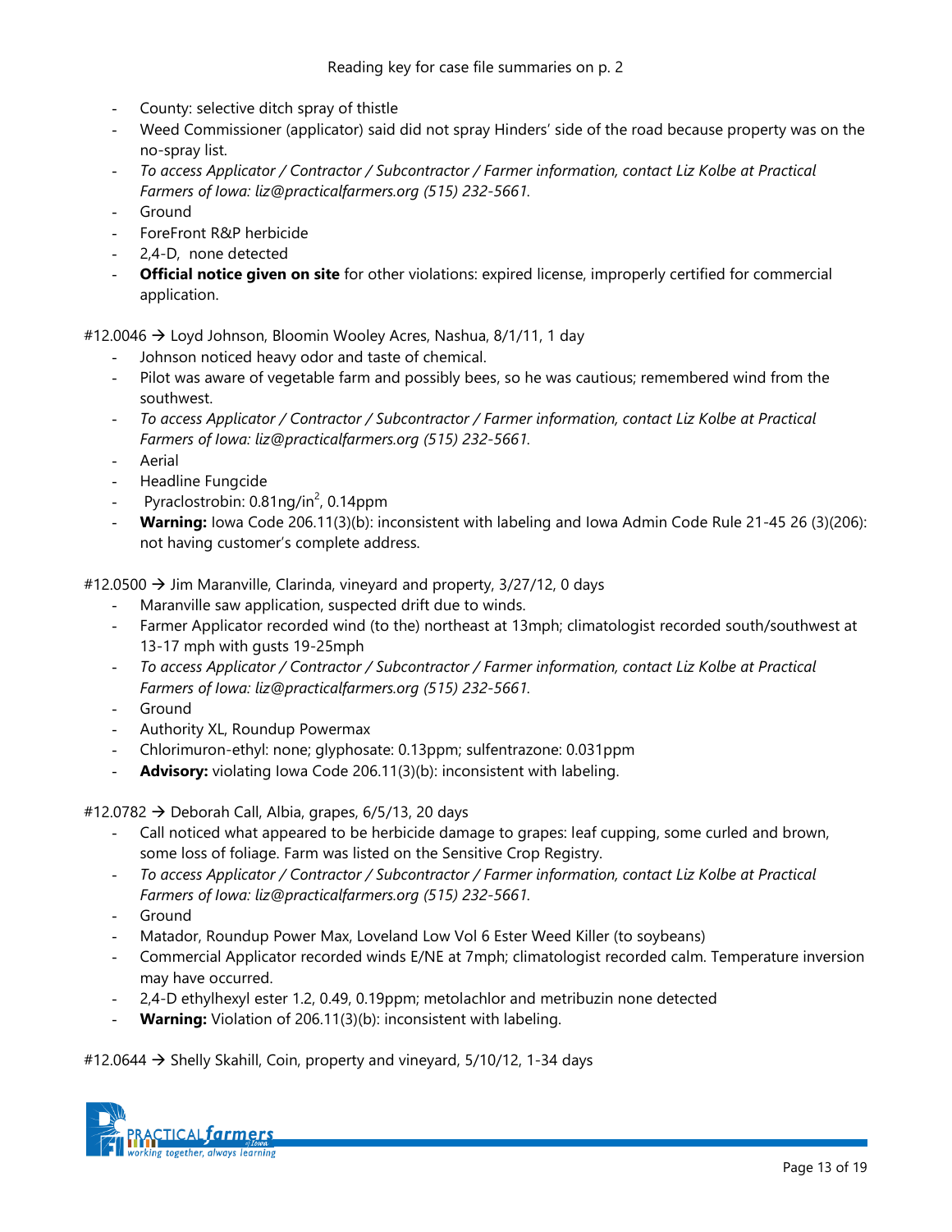Reading key for case file summaries on p. 2

- County: selective ditch spray of thistle
- Weed Commissioner (applicator) said did not spray Hinders' side of the road because property was on the no-spray list.
- *To access Applicator / Contractor / Subcontractor / Farmer information, contact Liz Kolbe at Practical Farmers of Iowa: liz@practicalfarmers.org (515) 232-5661.*
- Ground
- ForeFront R&P herbicide
- 2,4-D, none detected
- **Official notice given on site** for other violations: expired license, improperly certified for commercial application.

#12.0046 → Loyd Johnson, Bloomin Wooley Acres, Nashua, 8/1/11, 1 day

- Johnson noticed heavy odor and taste of chemical.
- Pilot was aware of vegetable farm and possibly bees, so he was cautious; remembered wind from the southwest.
- *To access Applicator / Contractor / Subcontractor / Farmer information, contact Liz Kolbe at Practical Farmers of Iowa: liz@practicalfarmers.org (515) 232-5661.*
- Aerial
- Headline Fungcide
- Pyraclostrobin: 0.81ng/in$^2$, 0.14ppm
- **Warning:** Iowa Code 206.11(3)(b): inconsistent with labeling and Iowa Admin Code Rule 21-45 26 (3)(206): not having customer's complete address.

#12.0500 → Jim Maranville, Clarinda, vineyard and property, 3/27/12, 0 days

- Maranville saw application, suspected drift due to winds.
- Farmer Applicator recorded wind (to the) northeast at 13mph; climatologist recorded south/southwest at 13-17 mph with gusts 19-25mph
- *To access Applicator / Contractor / Subcontractor / Farmer information, contact Liz Kolbe at Practical Farmers of Iowa: liz@practicalfarmers.org (515) 232-5661.*
- Ground
- Authority XL, Roundup Powermax
- Chlorimuron-ethyl: none; glyphosate: 0.13ppm; sulfentrazone: 0.031ppm
- **Advisory:** violating Iowa Code 206.11(3)(b): inconsistent with labeling.

#12.0782 → Deborah Call, Albia, grapes, 6/5/13, 20 days

- Call noticed what appeared to be herbicide damage to grapes: leaf cupping, some curled and brown, some loss of foliage. Farm was listed on the Sensitive Crop Registry.
- *To access Applicator / Contractor / Subcontractor / Farmer information, contact Liz Kolbe at Practical Farmers of Iowa: liz@practicalfarmers.org (515) 232-5661.*
- Ground
- Matador, Roundup Power Max, Loveland Low Vol 6 Ester Weed Killer (to soybeans)
- Commercial Applicator recorded winds E/NE at 7mph; climatologist recorded calm. Temperature inversion may have occurred.
- 2,4-D ethylhexyl ester 1.2, 0.49, 0.19ppm; metolachlor and metribuzin none detected
- **Warning:** Violation of 206.11(3)(b): inconsistent with labeling.

#12.0644 → Shelly Skahill, Coin, property and vineyard, 5/10/12, 1-34 days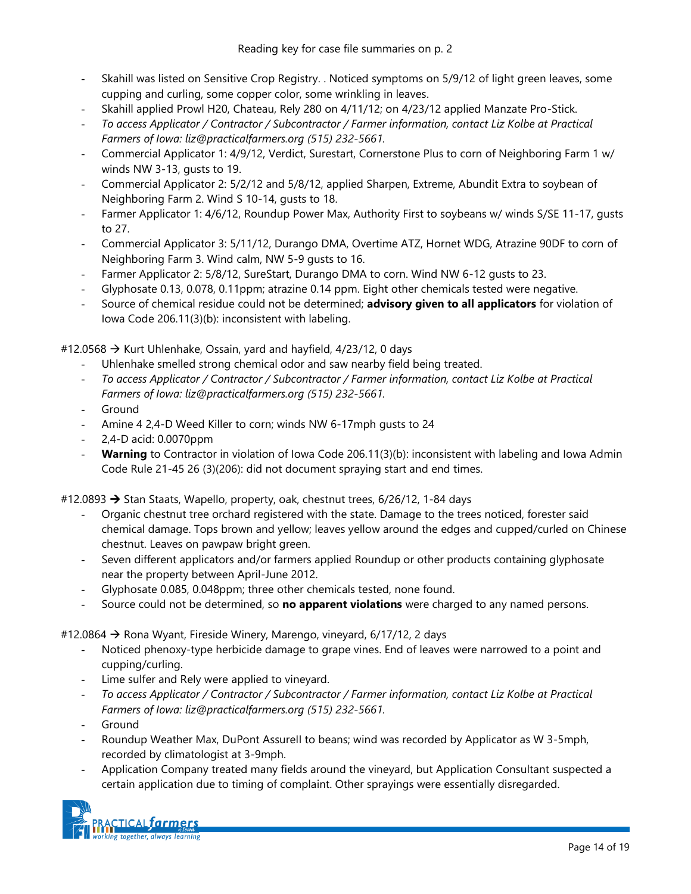Reading key for case file summaries on p. 2

- Skahill was listed on Sensitive Crop Registry. . Noticed symptoms on 5/9/12 of light green leaves, some cupping and curling, some copper color, some wrinkling in leaves.
- Skahill applied Prowl H20, Chateau, Rely 280 on 4/11/12; on 4/23/12 applied Manzate Pro-Stick.
- *To access Applicator / Contractor / Subcontractor / Farmer information, contact Liz Kolbe at Practical Farmers of Iowa: liz@practicalfarmers.org (515) 232-5661.*
- Commercial Applicator 1: 4/9/12, Verdict, Surestart, Cornerstone Plus to corn of Neighboring Farm 1 w/ winds NW 3-13, gusts to 19.
- Commercial Applicator 2: 5/2/12 and 5/8/12, applied Sharpen, Extreme, Abundit Extra to soybean of Neighboring Farm 2. Wind S 10-14, gusts to 18.
- Farmer Applicator 1: 4/6/12, Roundup Power Max, Authority First to soybeans w/ winds S/SE 11-17, gusts to 27.
- Commercial Applicator 3: 5/11/12, Durango DMA, Overtime ATZ, Hornet WDG, Atrazine 90DF to corn of Neighboring Farm 3. Wind calm, NW 5-9 gusts to 16.
- Farmer Applicator 2: 5/8/12, SureStart, Durango DMA to corn. Wind NW 6-12 gusts to 23.
- Glyphosate 0.13, 0.078, 0.11ppm; atrazine 0.14 ppm. Eight other chemicals tested were negative.
- Source of chemical residue could not be determined; **advisory given to all applicators** for violation of Iowa Code 206.11(3)(b): inconsistent with labeling.

#12.0568 → Kurt Uhlenhake, Ossain, yard and hayfield, 4/23/12, 0 days

- Uhlenhake smelled strong chemical odor and saw nearby field being treated.
- *To access Applicator / Contractor / Subcontractor / Farmer information, contact Liz Kolbe at Practical Farmers of Iowa: liz@practicalfarmers.org (515) 232-5661.*
- Ground
- Amine 4 2,4-D Weed Killer to corn; winds NW 6-17mph gusts to 24
- 2,4-D acid: 0.0070ppm
- **Warning** to Contractor in violation of Iowa Code 206.11(3)(b): inconsistent with labeling and Iowa Admin Code Rule 21-45 26 (3)(206): did not document spraying start and end times.

#12.0893 → Stan Staats, Wapello, property, oak, chestnut trees, 6/26/12, 1-84 days

- Organic chestnut tree orchard registered with the state. Damage to the trees noticed, forester said chemical damage. Tops brown and yellow; leaves yellow around the edges and cupped/curled on Chinese chestnut. Leaves on pawpaw bright green.
- Seven different applicators and/or farmers applied Roundup or other products containing glyphosate near the property between April-June 2012.
- Glyphosate 0.085, 0.048ppm; three other chemicals tested, none found.
- Source could not be determined, so **no apparent violations** were charged to any named persons.

#12.0864 → Rona Wyant, Fireside Winery, Marengo, vineyard, 6/17/12, 2 days

- Noticed phenoxy-type herbicide damage to grape vines. End of leaves were narrowed to a point and cupping/curling.
- Lime sulfer and Rely were applied to vineyard.
- *To access Applicator / Contractor / Subcontractor / Farmer information, contact Liz Kolbe at Practical Farmers of Iowa: liz@practicalfarmers.org (515) 232-5661.*
- Ground
- Roundup Weather Max, DuPont AssureII to beans; wind was recorded by Applicator as W 3-5mph, recorded by climatologist at 3-9mph.
- Application Company treated many fields around the vineyard, but Application Consultant suspected a certain application due to timing of complaint. Other sprayings were essentially disregarded.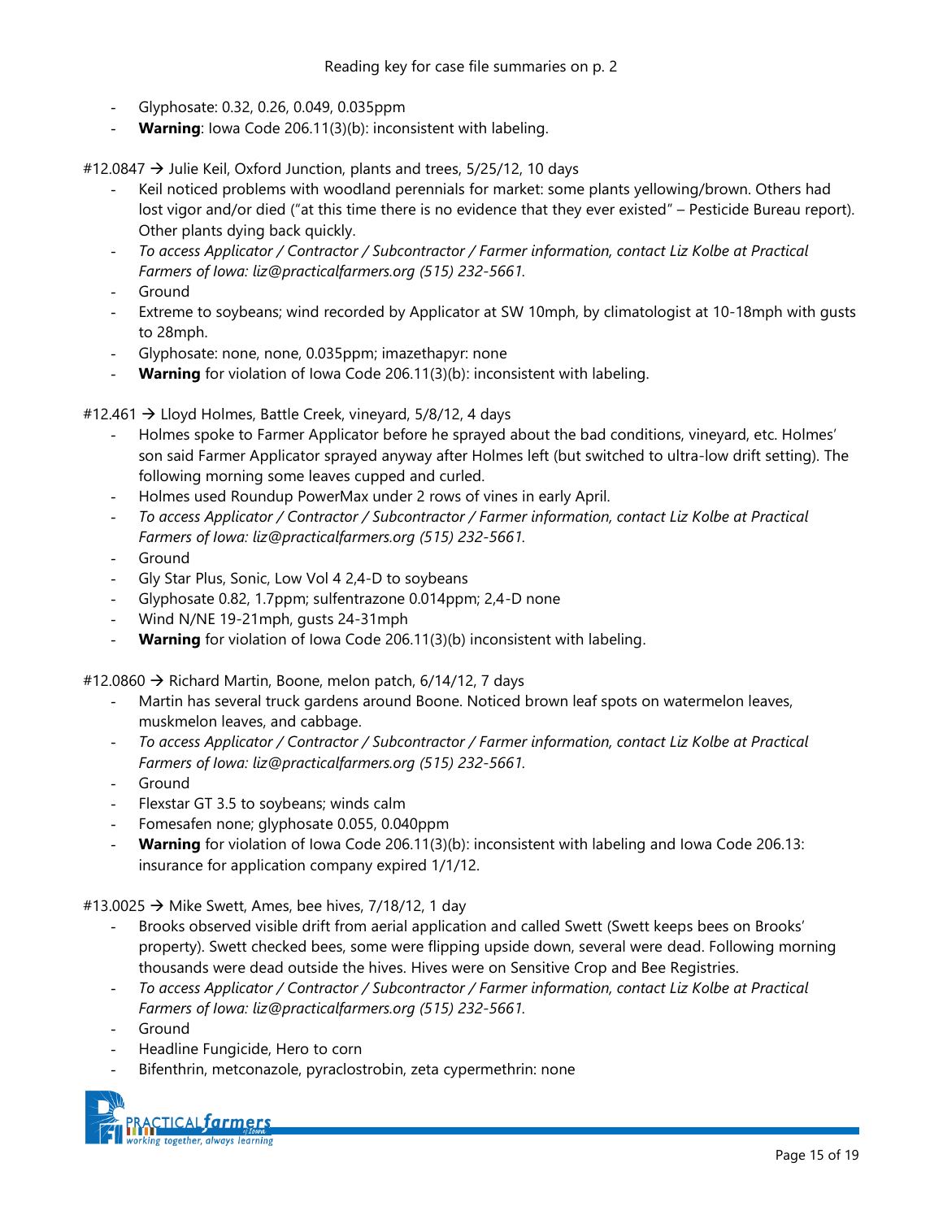Reading key for case file summaries on p. 2

- Glyphosate: 0.32, 0.26, 0.049, 0.035ppm
- **Warning**: Iowa Code 206.11(3)(b): inconsistent with labeling.

#12.0847 → Julie Keil, Oxford Junction, plants and trees, 5/25/12, 10 days

- Keil noticed problems with woodland perennials for market: some plants yellowing/brown. Others had lost vigor and/or died ("at this time there is no evidence that they ever existed" – Pesticide Bureau report). Other plants dying back quickly.
- *To access Applicator / Contractor / Subcontractor / Farmer information, contact Liz Kolbe at Practical Farmers of Iowa: liz@practicalfarmers.org (515) 232-5661.*
- Ground
- Extreme to soybeans; wind recorded by Applicator at SW 10mph, by climatologist at 10-18mph with gusts to 28mph.
- Glyphosate: none, none, 0.035ppm; imazethapyr: none
- **Warning** for violation of Iowa Code 206.11(3)(b): inconsistent with labeling.

#12.461 → Lloyd Holmes, Battle Creek, vineyard, 5/8/12, 4 days

- Holmes spoke to Farmer Applicator before he sprayed about the bad conditions, vineyard, etc. Holmes' son said Farmer Applicator sprayed anyway after Holmes left (but switched to ultra-low drift setting). The following morning some leaves cupped and curled.
- Holmes used Roundup PowerMax under 2 rows of vines in early April.
- *To access Applicator / Contractor / Subcontractor / Farmer information, contact Liz Kolbe at Practical Farmers of Iowa: liz@practicalfarmers.org (515) 232-5661.*
- Ground
- Gly Star Plus, Sonic, Low Vol 4 2,4-D to soybeans
- Glyphosate 0.82, 1.7ppm; sulfentrazone 0.014ppm; 2,4-D none
- Wind N/NE 19-21mph, gusts 24-31mph
- **Warning** for violation of Iowa Code 206.11(3)(b) inconsistent with labeling.

#12.0860 → Richard Martin, Boone, melon patch, 6/14/12, 7 days

- Martin has several truck gardens around Boone. Noticed brown leaf spots on watermelon leaves, muskmelon leaves, and cabbage.
- *To access Applicator / Contractor / Subcontractor / Farmer information, contact Liz Kolbe at Practical Farmers of Iowa: liz@practicalfarmers.org (515) 232-5661.*
- Ground
- Flexstar GT 3.5 to soybeans; winds calm
- Fomesafen none; glyphosate 0.055, 0.040ppm
- **Warning** for violation of Iowa Code 206.11(3)(b): inconsistent with labeling and Iowa Code 206.13: insurance for application company expired 1/1/12.

#13.0025 → Mike Swett, Ames, bee hives, 7/18/12, 1 day

- Brooks observed visible drift from aerial application and called Swett (Swett keeps bees on Brooks' property). Swett checked bees, some were flipping upside down, several were dead. Following morning thousands were dead outside the hives. Hives were on Sensitive Crop and Bee Registries.
- *To access Applicator / Contractor / Subcontractor / Farmer information, contact Liz Kolbe at Practical Farmers of Iowa: liz@practicalfarmers.org (515) 232-5661.*
- Ground
- Headline Fungicide, Hero to corn
- Bifenthrin, metconazole, pyraclostrobin, zeta cypermethrin: none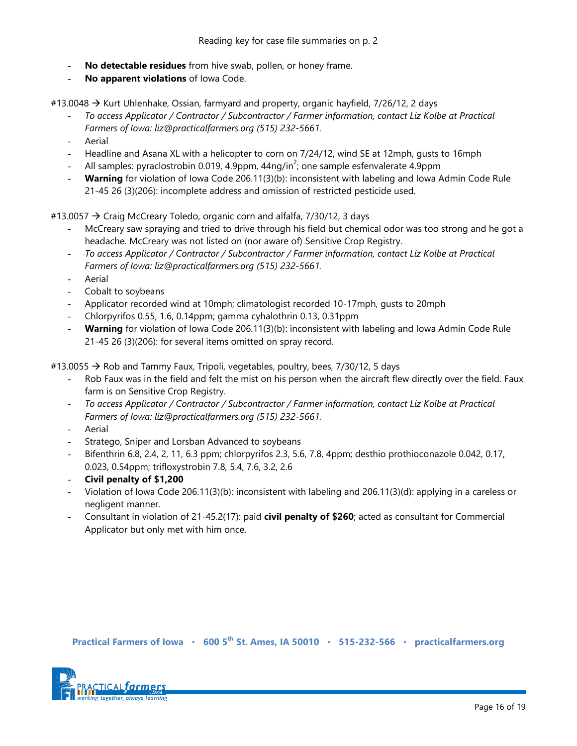- **No detectable residues** from hive swab, pollen, or honey frame.
- **No apparent violations** of Iowa Code.

#13.0048 → Kurt Uhlenhake, Ossian, farmyard and property, organic hayfield, 7/26/12, 2 days

- *To access Applicator / Contractor / Subcontractor / Farmer information, contact Liz Kolbe at Practical Farmers of Iowa: liz@practicalfarmers.org (515) 232-5661.*
- Aerial
- Headline and Asana XL with a helicopter to corn on 7/24/12, wind SE at 12mph, gusts to 16mph
- All samples: pyraclostrobin 0.019, 4.9ppm, 44ng/in$^2$; one sample esfenvalerate 4.9ppm
- **Warning** for violation of Iowa Code 206.11(3)(b): inconsistent with labeling and Iowa Admin Code Rule 21-45 26 (3)(206): incomplete address and omission of restricted pesticide used.

#13.0057 → Craig McCreary Toledo, organic corn and alfalfa, 7/30/12, 3 days

- McCreary saw spraying and tried to drive through his field but chemical odor was too strong and he got a headache. McCreary was not listed on (nor aware of) Sensitive Crop Registry.
- *To access Applicator / Contractor / Subcontractor / Farmer information, contact Liz Kolbe at Practical Farmers of Iowa: liz@practicalfarmers.org (515) 232-5661.*
- Aerial
- Cobalt to soybeans
- Applicator recorded wind at 10mph; climatologist recorded 10-17mph, gusts to 20mph
- Chlorpyrifos 0.55, 1.6, 0.14ppm; gamma cyhalothrin 0.13, 0.31ppm
- **Warning** for violation of Iowa Code 206.11(3)(b): inconsistent with labeling and Iowa Admin Code Rule 21-45 26 (3)(206): for several items omitted on spray record.

#13.0055 → Rob and Tammy Faux, Tripoli, vegetables, poultry, bees, 7/30/12, 5 days

- Rob Faux was in the field and felt the mist on his person when the aircraft flew directly over the field. Faux farm is on Sensitive Crop Registry.
- *To access Applicator / Contractor / Subcontractor / Farmer information, contact Liz Kolbe at Practical Farmers of Iowa: liz@practicalfarmers.org (515) 232-5661.*
- Aerial
- Stratego, Sniper and Lorsban Advanced to soybeans
- Bifenthrin 6.8, 2.4, 2, 11, 6.3 ppm; chlorpyrifos 2.3, 5.6, 7.8, 4ppm; desthio prothioconazole 0.042, 0.17, 0.023, 0.54ppm; trifloxystrobin 7.8, 5.4, 7.6, 3.2, 2.6
- **Civil penalty of $1,200**
- Violation of Iowa Code 206.11(3)(b): inconsistent with labeling and 206.11(3)(d): applying in a careless or negligent manner.
- Consultant in violation of 21-45.2(17): paid **civil penalty of $260**; acted as consultant for Commercial Applicator but only met with him once.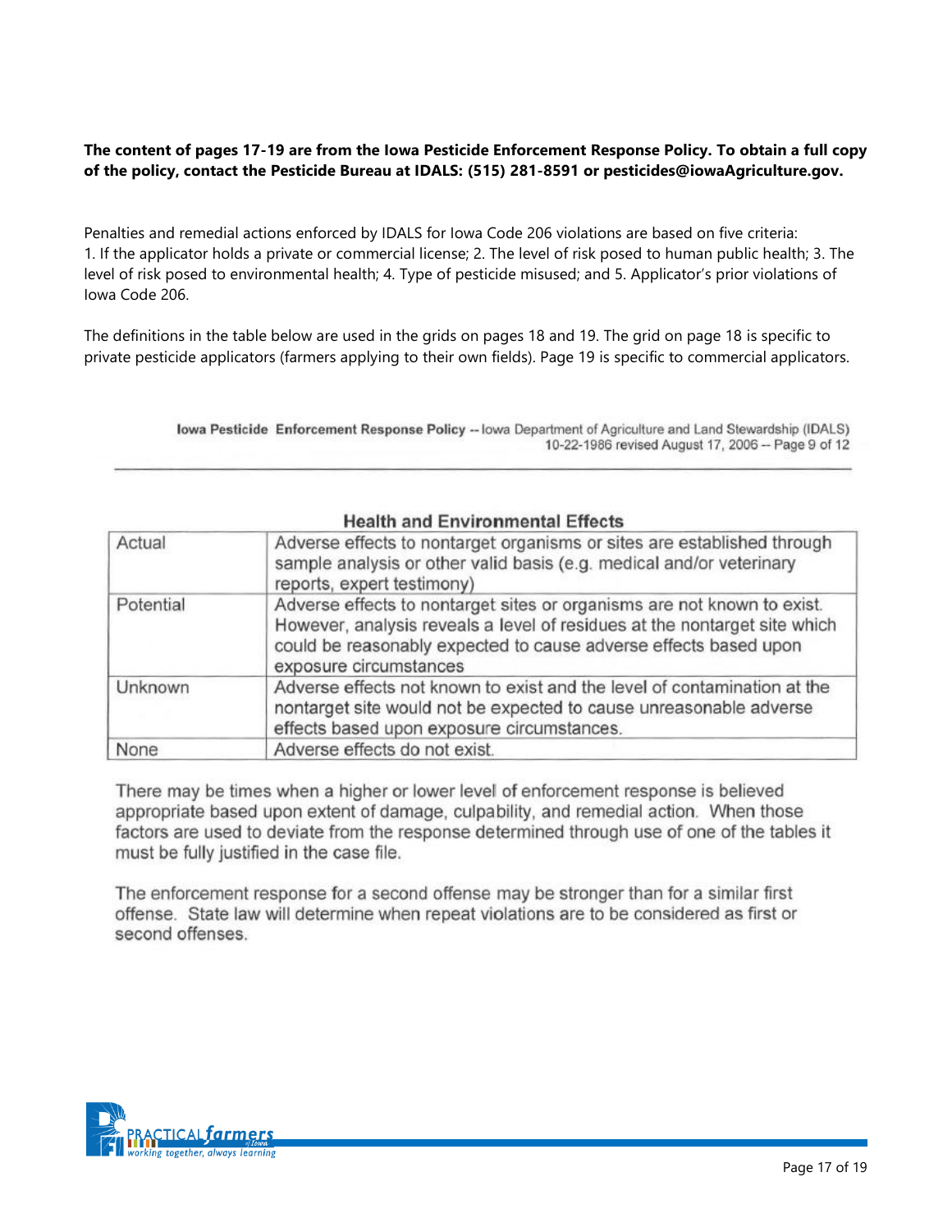**The content of pages 17-19 are from the Iowa Pesticide Enforcement Response Policy. To obtain a full copy of the policy, contact the Pesticide Bureau at IDALS: (515) 281-8591 or pesticides@iowaAgriculture.gov.**

Penalties and remedial actions enforced by IDALS for Iowa Code 206 violations are based on five criteria: 1. If the applicator holds a private or commercial license; 2. The level of risk posed to human public health; 3. The level of risk posed to environmental health; 4. Type of pesticide misused; and 5. Applicator's prior violations of Iowa Code 206.

The definitions in the table below are used in the grids on pages 18 and 19. The grid on page 18 is specific to private pesticide applicators (farmers applying to their own fields). Page 19 is specific to commercial applicators.

**Iowa Pesticide Enforcement Response Policy** -- Iowa Department of Agriculture and Land Stewardship (IDALS) 10-22-1986 revised August 17, 2006 -- Page 9 of 12

**Health and Environmental Effects**

| | |
|---|---|
| Actual | Adverse effects to nontarget organisms or sites are established through sample analysis or other valid basis (e.g. medical and/or veterinary reports, expert testimony) |
| Potential | Adverse effects to nontarget sites or organisms are not known to exist. However, analysis reveals a level of residues at the nontarget site which could be reasonably expected to cause adverse effects based upon exposure circumstances |
| Unknown | Adverse effects not known to exist and the level of contamination at the nontarget site would not be expected to cause unreasonable adverse effects based upon exposure circumstances. |
| None | Adverse effects do not exist. |

There may be times when a higher or lower level of enforcement response is believed appropriate based upon extent of damage, culpability, and remedial action. When those factors are used to deviate from the response determined through use of one of the tables it must be fully justified in the case file.

The enforcement response for a second offense may be stronger than for a similar first offense. State law will determine when repeat violations are to be considered as first or second offenses.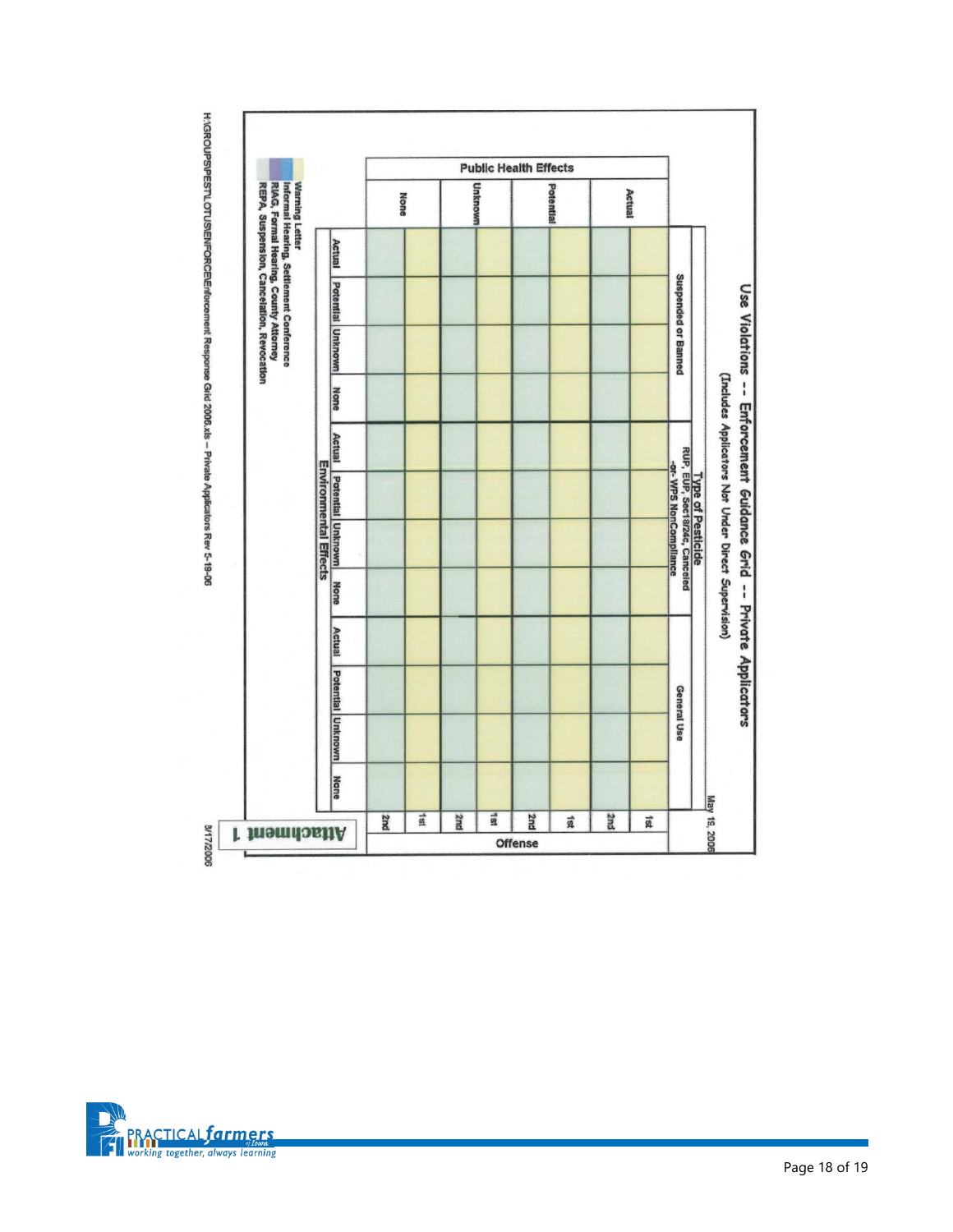# Use Violations -- Enforcement Guidance Grid -- Private Applicators

(Includes Applicators Not Under Direct Supervision)

May 19, 2006

| Public Health Effects | Offense | Type of Pesticide: Suspended or Banned | | | | Type of Pesticide: RUP, EUP, Sec18/24c, Canceled -or- WPS NonCompliance | | | | Type of Pesticide: General Use | | | |
|---|---|---|---|---|---|---|---|---|---|---|---|---|---|
| | | Environmental Effects: Actual | Potential | Unknown | None | Actual | Potential | Unknown | None | Actual | Potential | Unknown | None |
| Actual | 1st | | | | | | | | | | | | |
| Actual | 2nd | | | | | | | | | | | | |
| Potential | 1st | | | | | | | | | | | | |
| Potential | 2nd | | | | | | | | | | | | |
| Unknown | 1st | | | | | | | | | | | | |
| Unknown | 2nd | | | | | | | | | | | | |
| None | 1st | | | | | | | | | | | | |
| None | 2nd | | | | | | | | | | | | |

Warning Letter
Informal Hearing, Settlement Conference
RIAG, Formal Hearing, County Attorney
REPA, Suspension, Cancelation, Revocation

**Attachment 1**

H:\GROUPS\PEST\LOTUS\ENFORCE\Enforcement Response Grid 2006.xls -- Private Applicators Rev 5-19-06

3/17/2006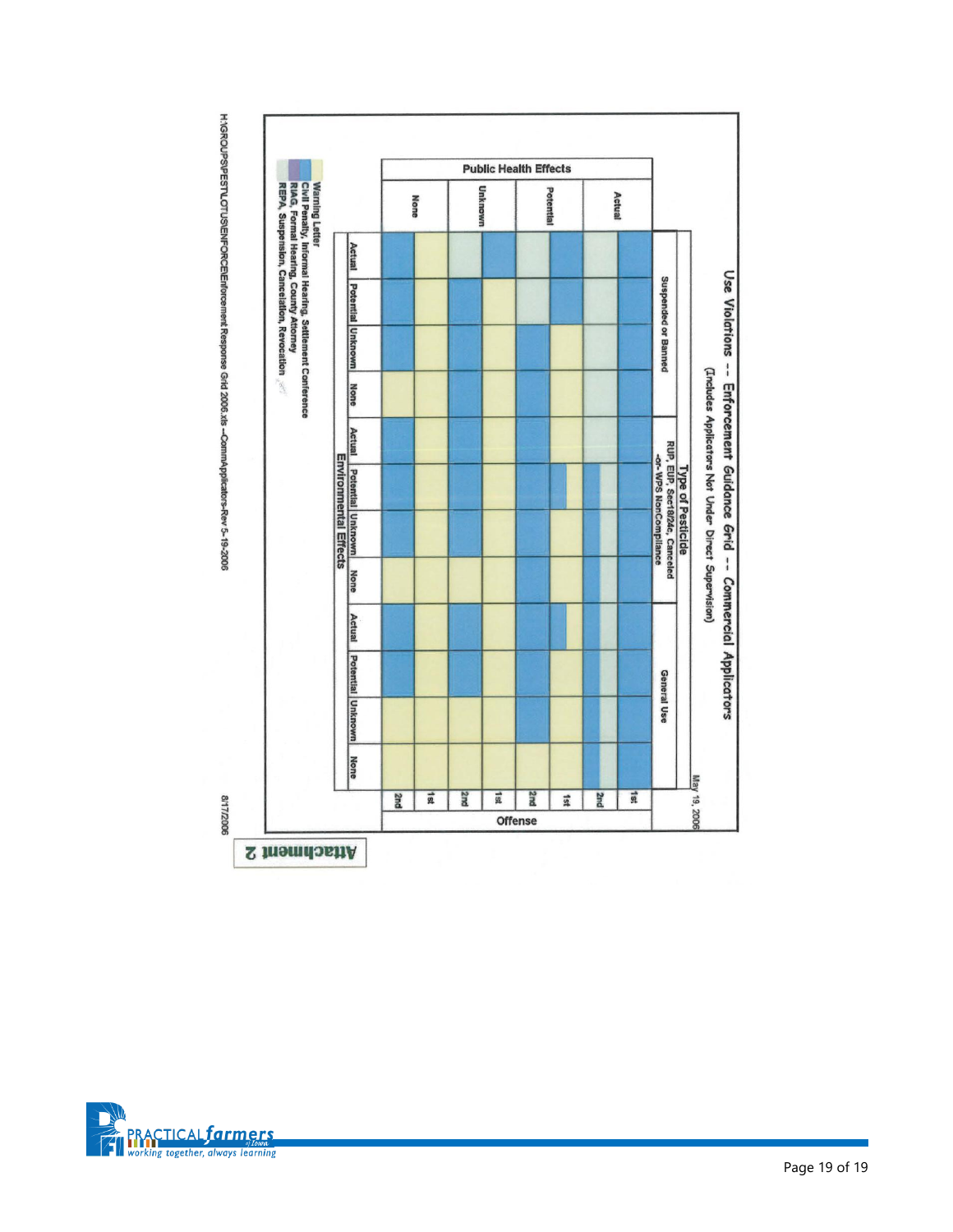Attachment 2

# Use Violations -- Enforcement Guidance Grid -- Commercial Applicators

(Includes Applicators Not Under Direct Supervision)

May 19, 2006

Type of Pesticide

Suspended or Banned

RUP, EUP, Sec18/24c, Canceled -or- WPS NonCompliance

General Use

Environmental Effects

Actual | Potential | Unknown | None

Public Health Effects

Actual

Potential

Unknown

None

Offense

1st

2nd

Warning Letter

Civil Penalty, Informal Hearing, Settlement Conference

RIAG, Formal Hearing, County Attorney

REPA, Suspension, Cancelation, Revocation

H:\GROUPS\PESTLCTUS\ENFORCE\Enforcement Response Grid 2006.xls --CommApplicators-Rev 5-19-2006

8/17/2006